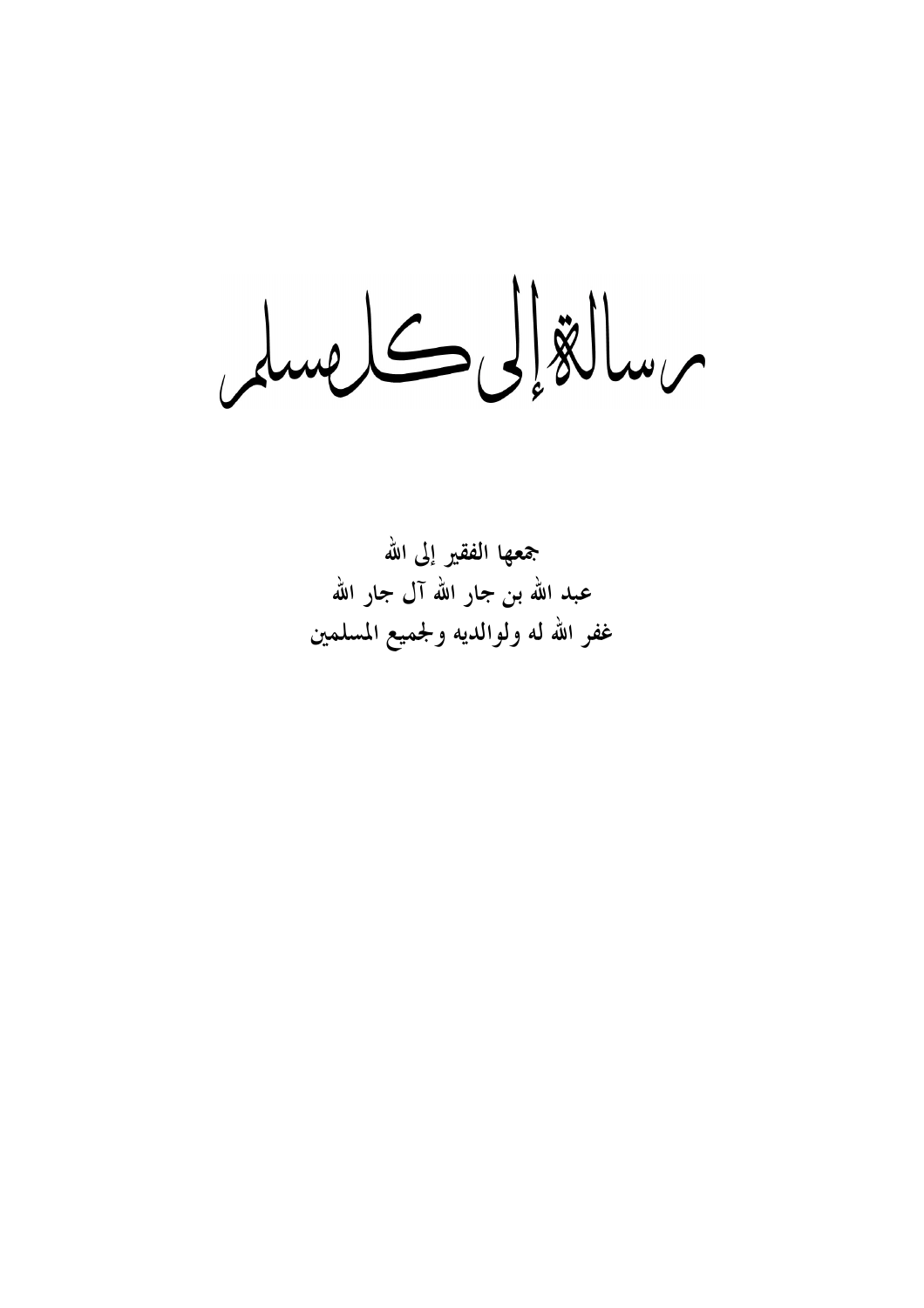# رسالة إلى كل مسلم

**جمعها الفقير إلى الله**

**عبد الله بن جار الله آل جار الله**

**غفر الله له ولوالديه ولجميع المسلمين**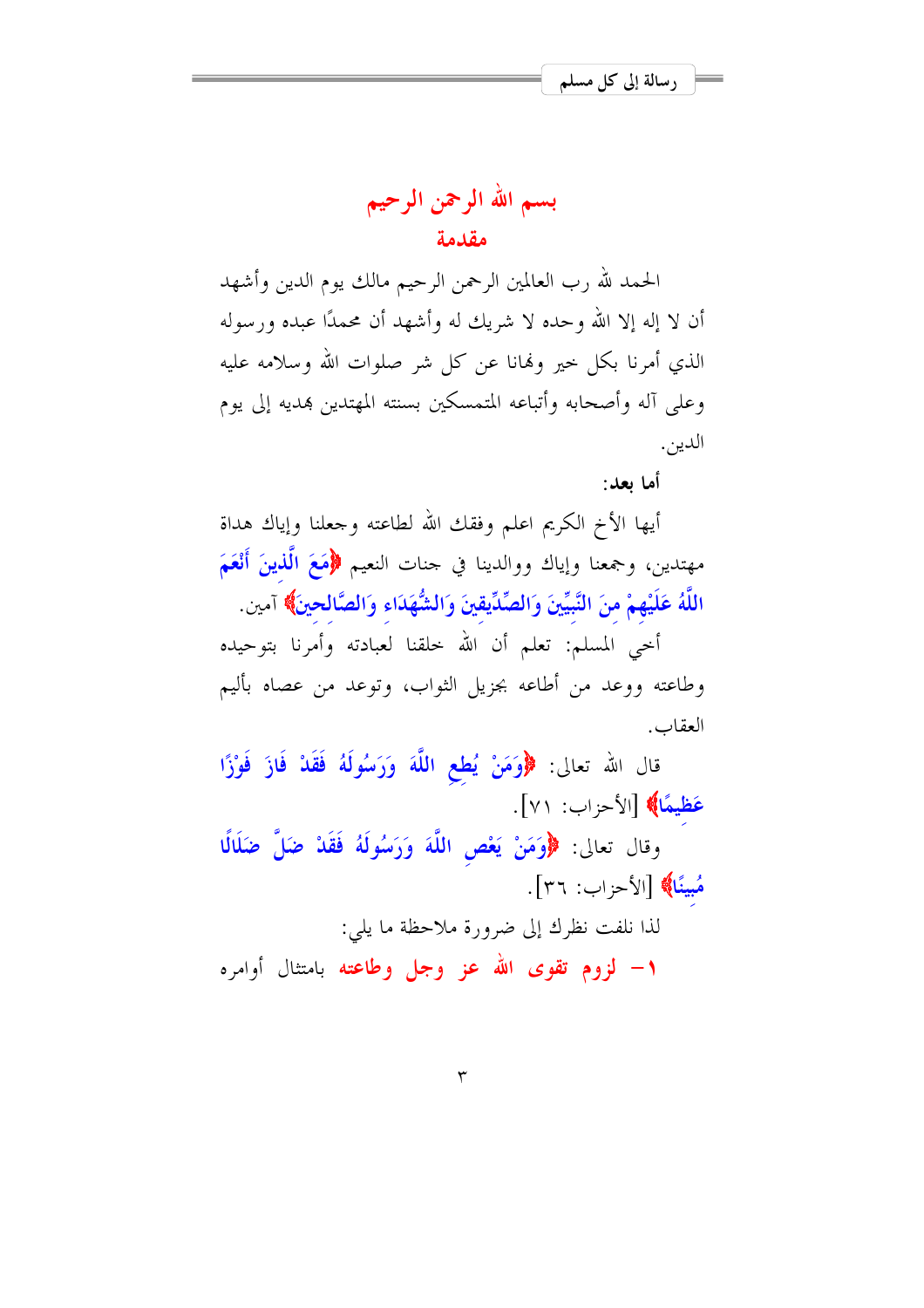## بسم الله الرحمن الرحيم

### مقدمة

الحمد لله رب العالمين الرحمن الرحيم مالك يوم الدين وأشهد أن لا إله إلا الله وحده لا شريك له وأشهد أن محمدًا عبده ورسوله الذي أمرنا بكل خير ونهانا عن كل شر صلوات الله وسلامه عليه وعلى آله وأصحابه وأتباعه المتمسكين بسنته المهتدين بهديه إلى يوم الدين.

**أما بعد:**

أيها الأخ الكريم اعلم وفقك الله لطاعته وجعلنا وإياك هداة مهتدين، وجمعنا وإياك ووالدينا في جنات النعيم ﴿مَعَ الَّذِينَ أَنْعَمَ اللَّهُ عَلَيْهِمْ مِنَ النَّبِيِّينَ وَالصِّدِّيقِينَ وَالشُّهَدَاءِ وَالصَّالِحِينَ﴾ آمين.

أخي المسلم: تعلم أن الله خلقنا لعبادته وأمرنا بتوحيده وطاعته ووعد من أطاعه بجزيل الثواب، وتوعد من عصاه بأليم العقاب.

قال الله تعالى: ﴿وَمَنْ يُطِعِ اللَّهَ وَرَسُولَهُ فَقَدْ فَازَ فَوْزًا عَظِيمًا﴾ [الأحزاب: ٧١].

وقال تعالى: ﴿وَمَنْ يَعْصِ اللَّهَ وَرَسُولَهُ فَقَدْ ضَلَّ ضَلَالًا مُبِينًا﴾ [الأحزاب: ٣٦].

لذا نلفت نظرك إلى ضرورة ملاحظة ما يلي:

١- **لزوم تقوى الله عز وجل وطاعته** بامتثال أوامره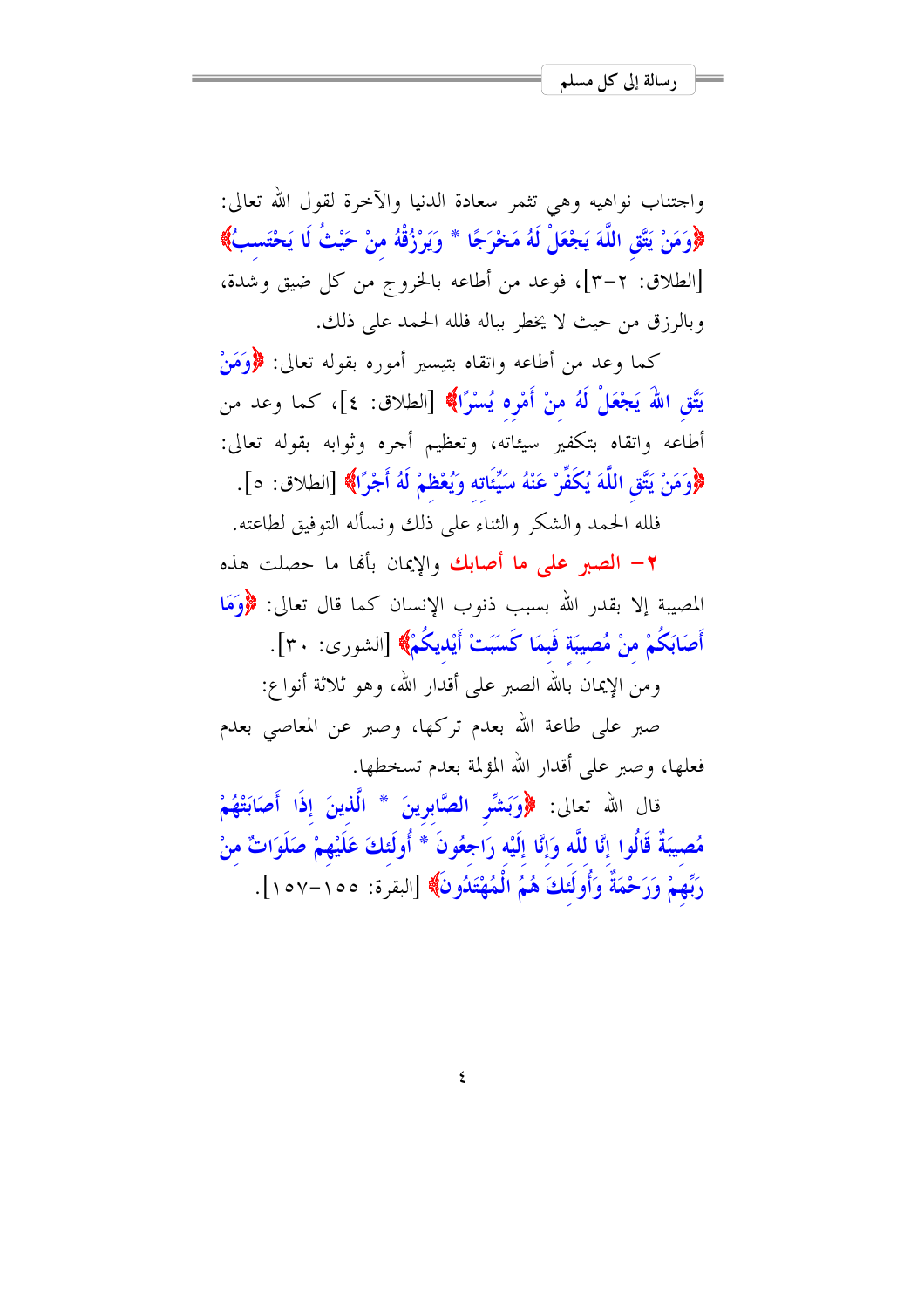واجتناب نواهيه وهي تثمر سعادة الدنيا والآخرة لقول الله تعالى: ﴿وَمَنْ يَتَّقِ اللَّهَ يَجْعَلْ لَهُ مَخْرَجًا * وَيَرْزُقْهُ مِنْ حَيْثُ لَا يَحْتَسِبُ﴾ [الطلاق: ٢-٣]، فوعد من أطاعه بالخروج من كل ضيق وشدة، وبالرزق من حيث لا يخطر بباله فلله الحمد على ذلك.

كما وعد من أطاعه واتقاه بتيسير أموره بقوله تعالى: ﴿وَمَنْ يَتَّقِ اللَّهَ يَجْعَلْ لَهُ مِنْ أَمْرِهِ يُسْرًا﴾ [الطلاق: ٤]، كما وعد من أطاعه واتقاه بتكفير سيئاته، وتعظيم أجره وثوابه بقوله تعالى: ﴿وَمَنْ يَتَّقِ اللَّهَ يُكَفِّرْ عَنْهُ سَيِّئَاتِهِ وَيُعْظِمْ لَهُ أَجْرًا﴾ [الطلاق: ٥].

فلله الحمد والشكر والثناء على ذلك ونسأله التوفيق لطاعته.

٢- **الصبر على ما أصابك** والإيمان بأنها ما حصلت هذه المصيبة إلا بقدر الله بسبب ذنوب الإنسان كما قال تعالى: ﴿وَمَا أَصَابَكُمْ مِنْ مُصِيبَةٍ فَبِمَا كَسَبَتْ أَيْدِيكُمْ﴾ [الشورى: ٣٠].

ومن الإيمان بالله الصبر على أقدار الله، وهو ثلاثة أنواع:

صبر على طاعة الله بعدم تركها، وصبر عن المعاصي بعدم فعلها، وصبر على أقدار الله المؤلمة بعدم تسخطها.

قال الله تعالى: ﴿وَبَشِّرِ الصَّابِرِينَ * الَّذِينَ إِذَا أَصَابَتْهُمْ مُصِيبَةٌ قَالُوا إِنَّا لِلَّهِ وَإِنَّا إِلَيْهِ رَاجِعُونَ * أُولَئِكَ عَلَيْهِمْ صَلَوَاتٌ مِنْ رَبِّهِمْ وَرَحْمَةٌ وَأُولَئِكَ هُمُ الْمُهْتَدُونَ﴾ [البقرة: ١٥٥-١٥٧].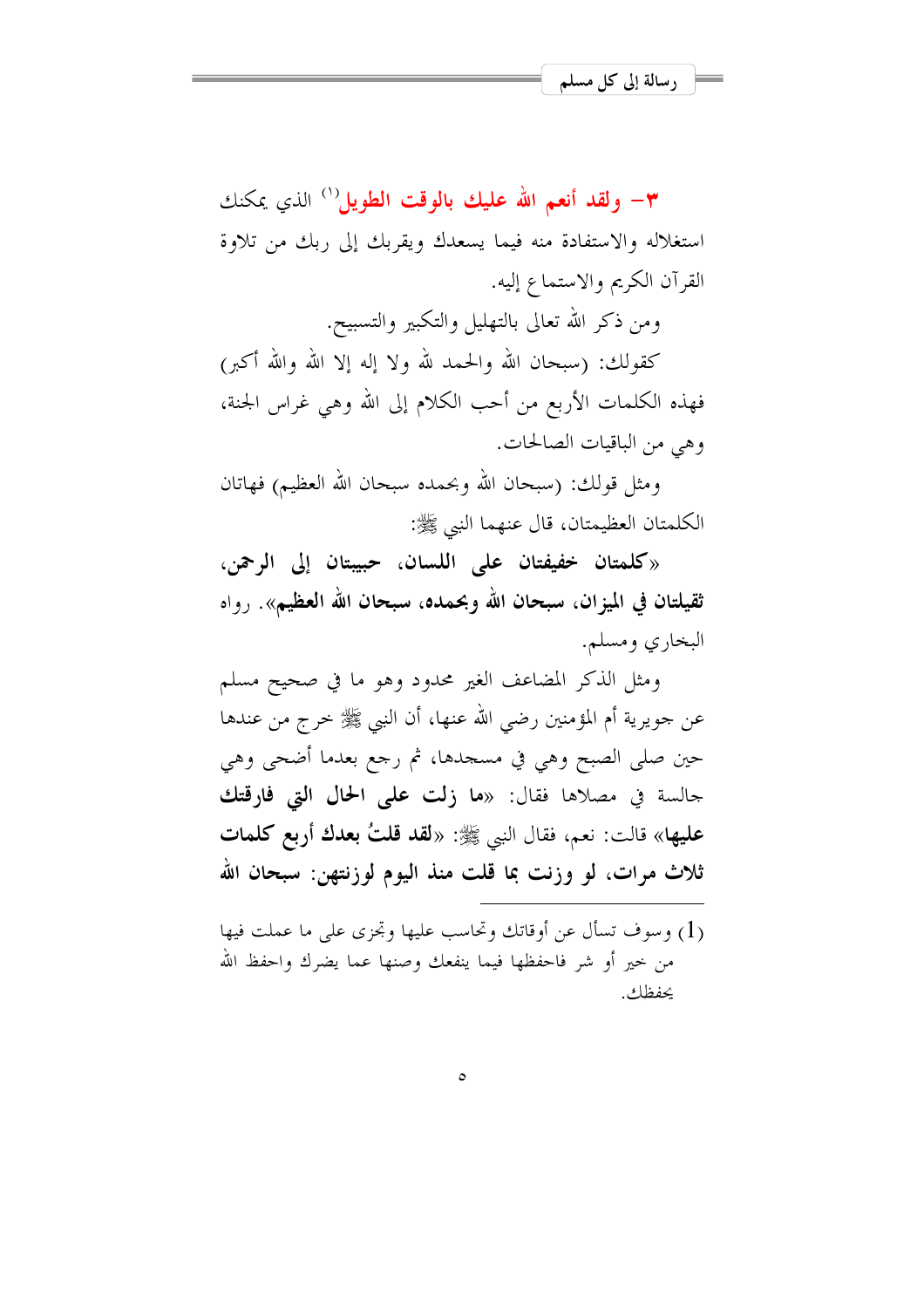**٣- ولقد أنعم الله عليك بالوقت الطويل**[1] الذي يمكنك استغلاله والاستفادة منه فيما يسعدك ويقربك إلى ربك من تلاوة القرآن الكريم والاستماع إليه.

ومن ذكر الله تعالى بالتهليل والتكبير والتسبيح.

كقولك: (سبحان الله والحمد لله ولا إله إلا الله والله أكبر) فهذه الكلمات الأربع من أحب الكلام إلى الله وهي غراس الجنة، وهي من الباقيات الصالحات.

ومثل قولك: (سبحان الله وبحمده سبحان الله العظيم) فهاتان الكلمتان العظيمتان، قال عنهما النبي ﷺ:

«**كلمتان خفيفتان على اللسان، حبيبتان إلى الرحمن، ثقيلتان في الميزان، سبحان الله وبحمده، سبحان الله العظيم**». رواه البخاري ومسلم.

ومثل الذكر المضاعف الغير محدود وهو ما في صحيح مسلم عن جويرية أم المؤمنين رضي الله عنها، أن النبي ﷺ خرج من عندها حين صلى الصبح وهي في مسجدها، ثم رجع بعدما أضحى وهي جالسة في مصلاها فقال: «**ما زلت على الحال التي فارقتك عليها**» قالت: نعم، فقال النبي ﷺ: «**لقد قلتُ بعدك أربع كلمات ثلاث مرات، لو وزنت بما قلت منذ اليوم لوزنتهن: سبحان الله**

---

(1) وسوف تسأل عن أوقاتك وتحاسب عليها وتجزى على ما عملت فيها من خير أو شر فاحفظها فيما ينفعك وصنها عما يضرك واحفظ الله يحفظك.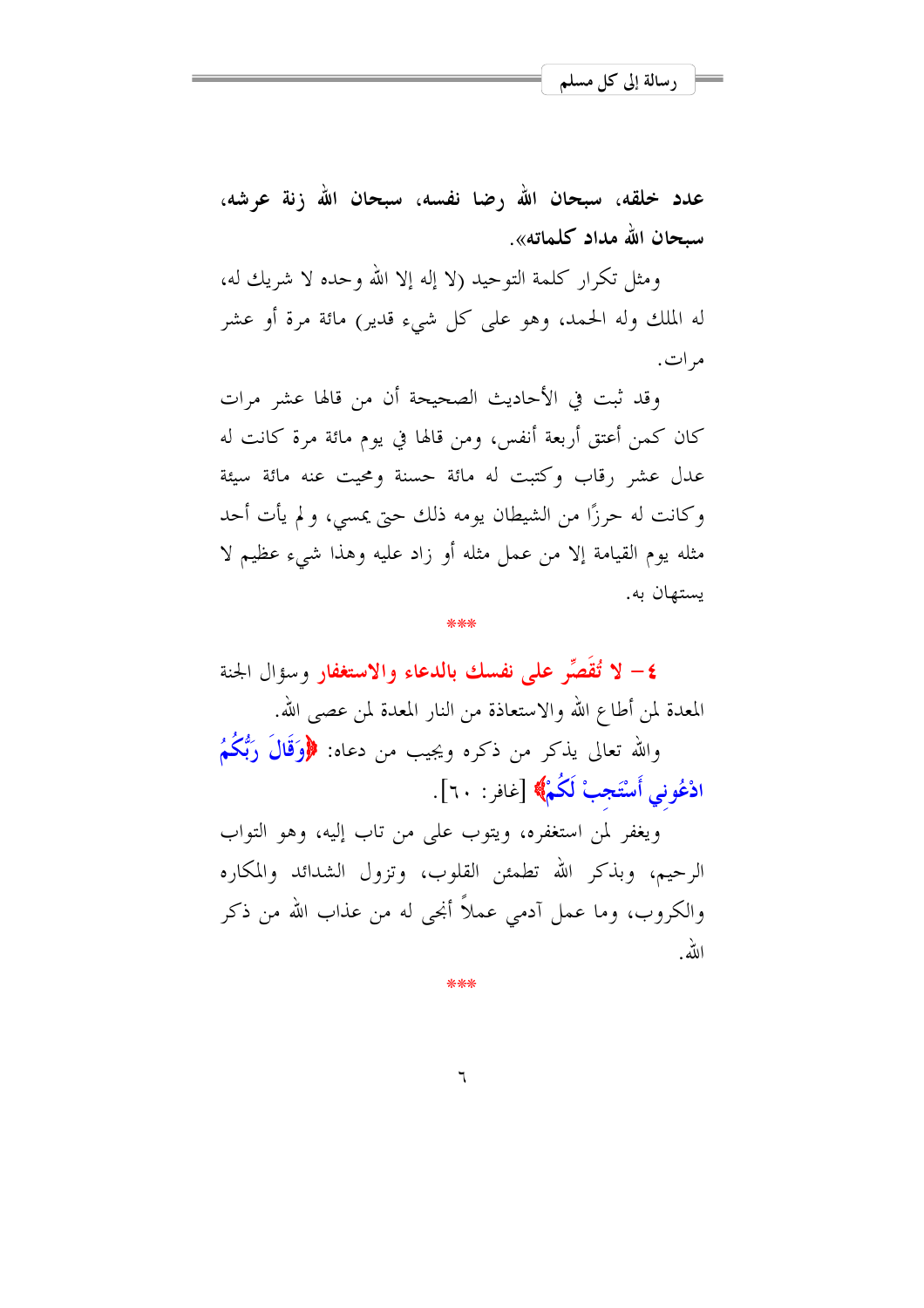**عدد خلقه، سبحان الله رضا نفسه، سبحان الله زنة عرشه، سبحان الله مداد كلماته».**

ومثل تكرار كلمة التوحيد (لا إله إلا الله وحده لا شريك له، له الملك وله الحمد، وهو على كل شيء قدير) مائة مرة أو عشر مرات.

وقد ثبت في الأحاديث الصحيحة أن من قالها عشر مرات كان كمن أعتق أربعة أنفس، ومن قالها في يوم مائة مرة كانت له عدل عشر رقاب وكتبت له مائة حسنة ومحيت عنه مائة سيئة وكانت له حرزًا من الشيطان يومه ذلك حتى يمسي، ولم يأت أحد مثله يوم القيامة إلا من عمل مثله أو زاد عليه وهذا شيء عظيم لا يستهان به.

\*\*\*

**٤- لا تُقَصِّر على نفسك بالدعاء والاستغفار** وسؤال الجنة المعدة لمن أطاع الله والاستعاذة من النار المعدة لمن عصى الله.

والله تعالى يذكر من ذكره ويجيب من دعاه: ﴿وَقَالَ رَبُّكُمُ ادْعُونِي أَسْتَجِبْ لَكُمْ﴾ [غافر: ٦٠].

ويغفر لمن استغفره، ويتوب على من تاب إليه، وهو التواب الرحيم، وبذكر الله تطمئن القلوب، وتزول الشدائد والمكاره والكروب، وما عمل آدمي عملاً أنجى له من عذاب الله من ذكر الله.

\*\*\*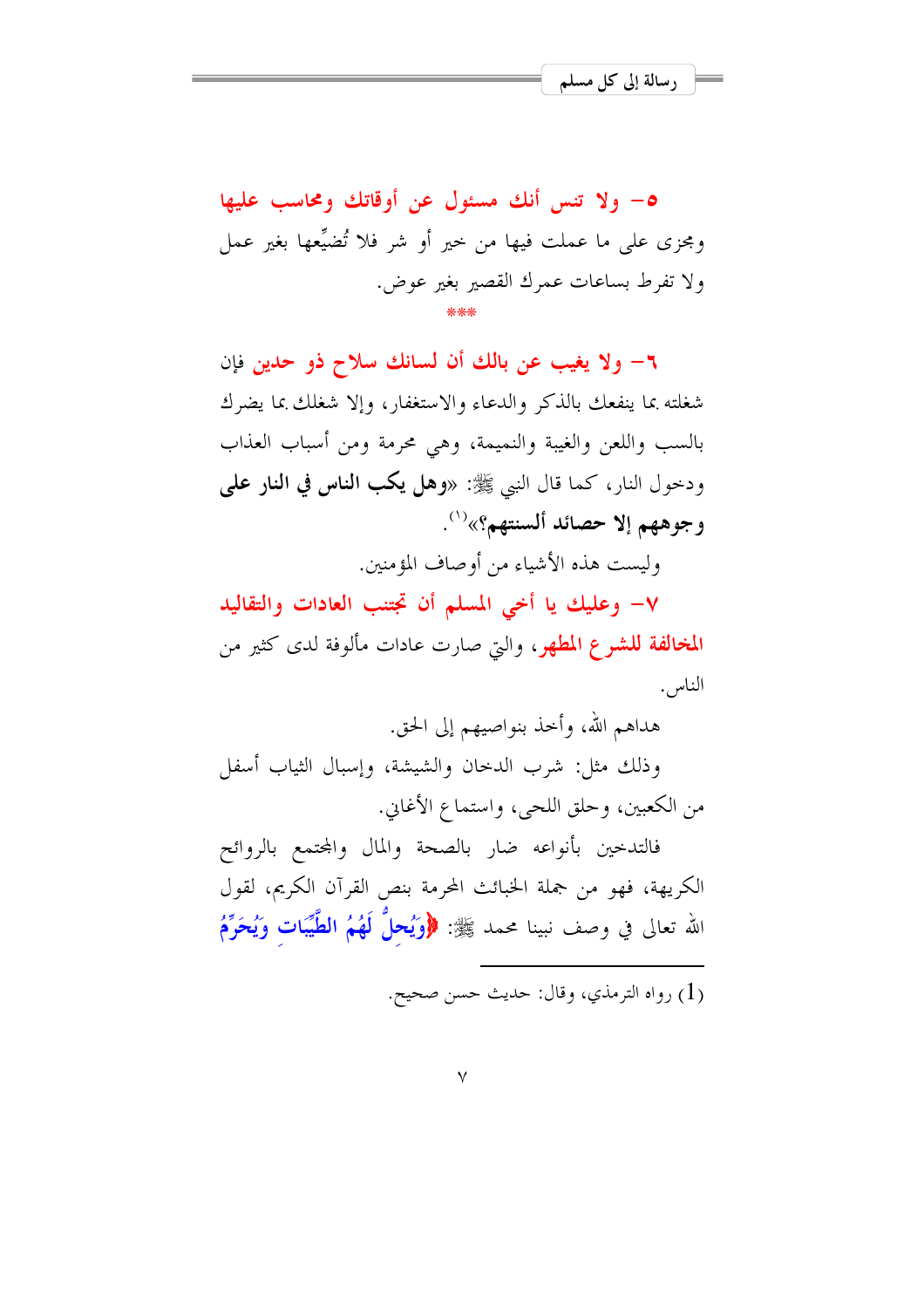**٥- ولا تنس أنك مسئول عن أوقاتك ومحاسب عليها** ومجزى على ما عملت فيها من خير أو شر فلا تُضيِّعها بغير عمل ولا تفرط بساعات عمرك القصير بغير عوض.

***

**٦- ولا يغيب عن بالك أن لسانك سلاح ذو حدين** فإن شغلته بما ينفعك بالذكر والدعاء والاستغفار، وإلا شغلك بما يضرك بالسب واللعن والغيبة والنميمة، وهي محرمة ومن أسباب العذاب ودخول النار، كما قال النبي ﷺ: «**وهل يكب الناس في النار على وجوههم إلا حصائد ألسنتهم؟**»[1].

وليست هذه الأشياء من أوصاف المؤمنين.

**٧- وعليك يا أخي المسلم أن تجتنب العادات والتقاليد المخالفة للشرع المطهر**، والتي صارت عادات مألوفة لدى كثير من الناس.

هداهم الله، وأخذ بنواصيهم إلى الحق.

وذلك مثل: شرب الدخان والشيشة، وإسبال الثياب أسفل من الكعبين، وحلق اللحى، واستماع الأغاني.

فالتدخين بأنواعه ضار بالصحة والمال والمجتمع بالروائح الكريهة، فهو من جملة الخبائث المحرمة بنص القرآن الكريم، لقول الله تعالى في وصف نبينا محمد ﷺ: ﴿وَيُحِلُّ لَهُمُ الطَّيِّبَاتِ وَيُحَرِّمُ

---

(1) رواه الترمذي، وقال: حديث حسن صحيح.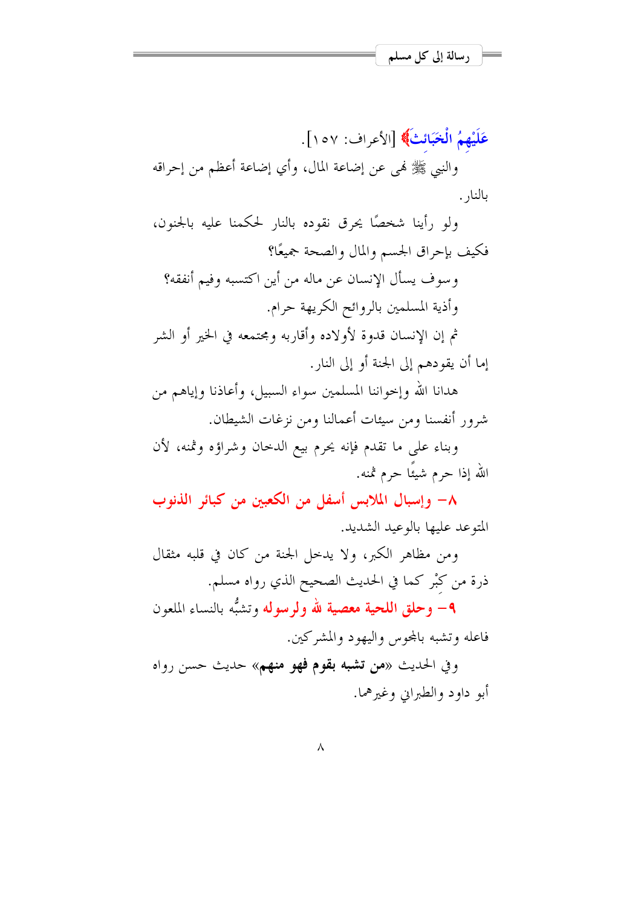عَلَيْهِمُ الْخَبَائِثَ﴾ [الأعراف: ١٥٧].

والنبي ﷺ نهى عن إضاعة المال، وأي إضاعة أعظم من إحراقه بالنار.

ولو رأينا شخصًا يحرق نقوده بالنار لحكمنا عليه بالجنون، فكيف بإحراق الجسم والمال والصحة جميعًا؟

وسوف يسأل الإنسان عن ماله من أين اكتسبه وفيم أنفقه؟

وأذية المسلمين بالروائح الكريهة حرام.

ثم إن الإنسان قدوة لأولاده وأقاربه ومجتمعه في الخير أو الشر إما أن يقودهم إلى الجنة أو إلى النار.

هدانا الله وإخواننا المسلمين سواء السبيل، وأعاذنا وإياهم من شرور أنفسنا ومن سيئات أعمالنا ومن نزغات الشيطان.

وبناء على ما تقدم فإنه يحرم بيع الدخان وشراؤه وثمنه، لأن الله إذا حرم شيئًا حرم ثمنه.

**٨- وإسبال الملابس أسفل من الكعبين من كبائر الذنوب** المتوعد عليها بالوعيد الشديد.

ومن مظاهر الكبر، ولا يدخل الجنة من كان في قلبه مثقال ذرة من كِبْر كما في الحديث الصحيح الذي رواه مسلم.

**٩- وحلق اللحية معصية لله ولرسوله** وتشبُّه بالنساء الملعون فاعله وتشبه بالمجوس واليهود والمشركين.

وفي الحديث «**من تشبه بقوم فهو منهم**» حديث حسن رواه أبو داود والطبراني وغيرهما.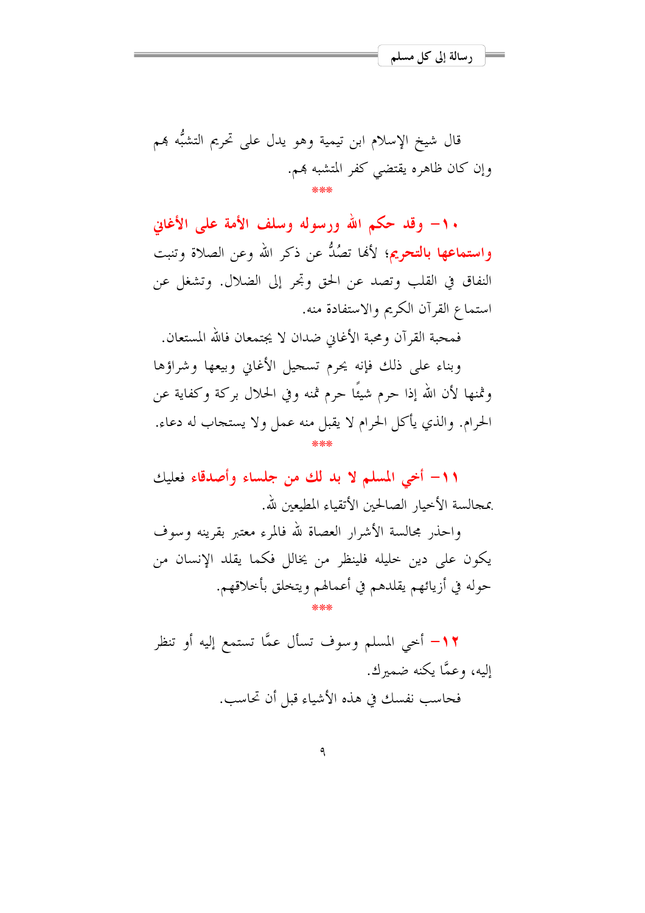قال شيخ الإسلام ابن تيمية وهو يدل على تحريم التشبُّه بهم وإن كان ظاهره يقتضي كفر المتشبه بهم.

***

**١٠- وقد حكم الله ورسوله وسلف الأمة على الأغاني واستماعها بالتحريم**؛ لأنها تصُدُّ عن ذكر الله وعن الصلاة وتنبت النفاق في القلب وتصد عن الحق وتجر إلى الضلال. وتشغل عن استماع القرآن الكريم والاستفادة منه.

فمحبة القرآن ومحبة الأغاني ضدان لا يجتمعان فالله المستعان.

وبناء على ذلك فإنه يحرم تسجيل الأغاني وبيعها وشراؤها وثمنها لأن الله إذا حرم شيئًا حرم ثمنه وفي الحلال بركة وكفاية عن الحرام. والذي يأكل الحرام لا يقبل منه عمل ولا يستجاب له دعاء.

***

**١١- أخي المسلم لا بد لك من جلساء وأصدقاء** فعليك بمجالسة الأخيار الصالحين الأتقياء المطيعين لله.

واحذر مجالسة الأشرار العصاة لله فالمرء معتبر بقرينه وسوف يكون على دين خليله فلينظر من يخالل فكما يقلد الإنسان من حوله في أزيائهم يقلدهم في أعمالهم ويتخلق بأخلاقهم.

***

**١٢-** أخي المسلم وسوف تسأل عمَّا تستمع إليه أو تنظر إليه، وعمَّا يكنه ضميرك.

فحاسب نفسك في هذه الأشياء قبل أن تحاسب.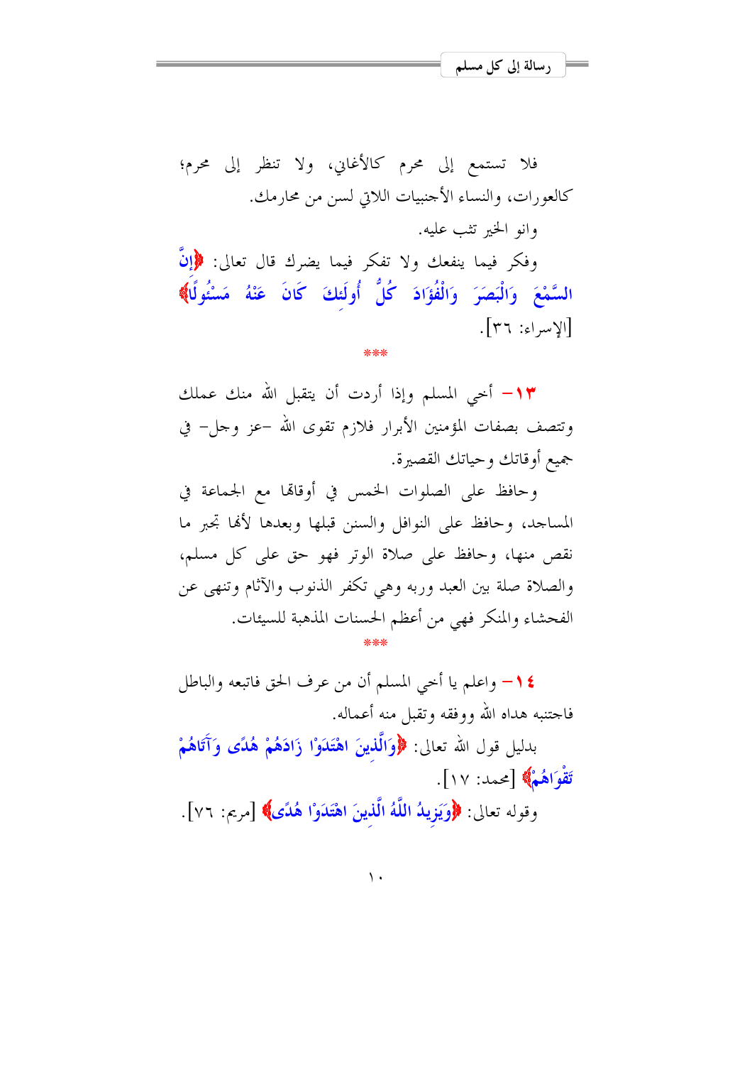فلا تستمع إلى محرم كالأغاني، ولا تنظر إلى محرم؛ كالعورات، والنساء الأجنبيات اللاتي لسن من محارمك.

وانو الخير تثب عليه.

وفكر فيما ينفعك ولا تفكر فيما يضرك قال تعالى: ﴿إِنَّ السَّمْعَ وَالْبَصَرَ وَالْفُؤَادَ كُلُّ أُولَئِكَ كَانَ عَنْهُ مَسْئُولًا﴾ [الإسراء: ٣٦].

***

١٣- أخي المسلم وإذا أردت أن يتقبل الله منك عملك وتتصف بصفات المؤمنين الأبرار فلازم تقوى الله -عز وجل- في جميع أوقاتك وحياتك القصيرة.

وحافظ على الصلوات الخمس في أوقاتها مع الجماعة في المساجد، وحافظ على النوافل والسنن قبلها وبعدها لأنها تجبر ما نقص منها، وحافظ على صلاة الوتر فهو حق على كل مسلم، والصلاة صلة بين العبد وربه وهي تكفر الذنوب والآثام وتنهى عن الفحشاء والمنكر فهي من أعظم الحسنات المذهبة للسيئات.

***

١٤- واعلم يا أخي المسلم أن من عرف الحق فاتبعه والباطل فاجتنبه هداه الله ووفقه وتقبل منه أعماله.

بدليل قول الله تعالى: ﴿وَالَّذِينَ اهْتَدَوْا زَادَهُمْ هُدًى وَآتَاهُمْ تَقْوَاهُمْ﴾ [محمد: ١٧].

وقوله تعالى: ﴿وَيَزِيدُ اللَّهُ الَّذِينَ اهْتَدَوْا هُدًى﴾ [مريم: ٧٦].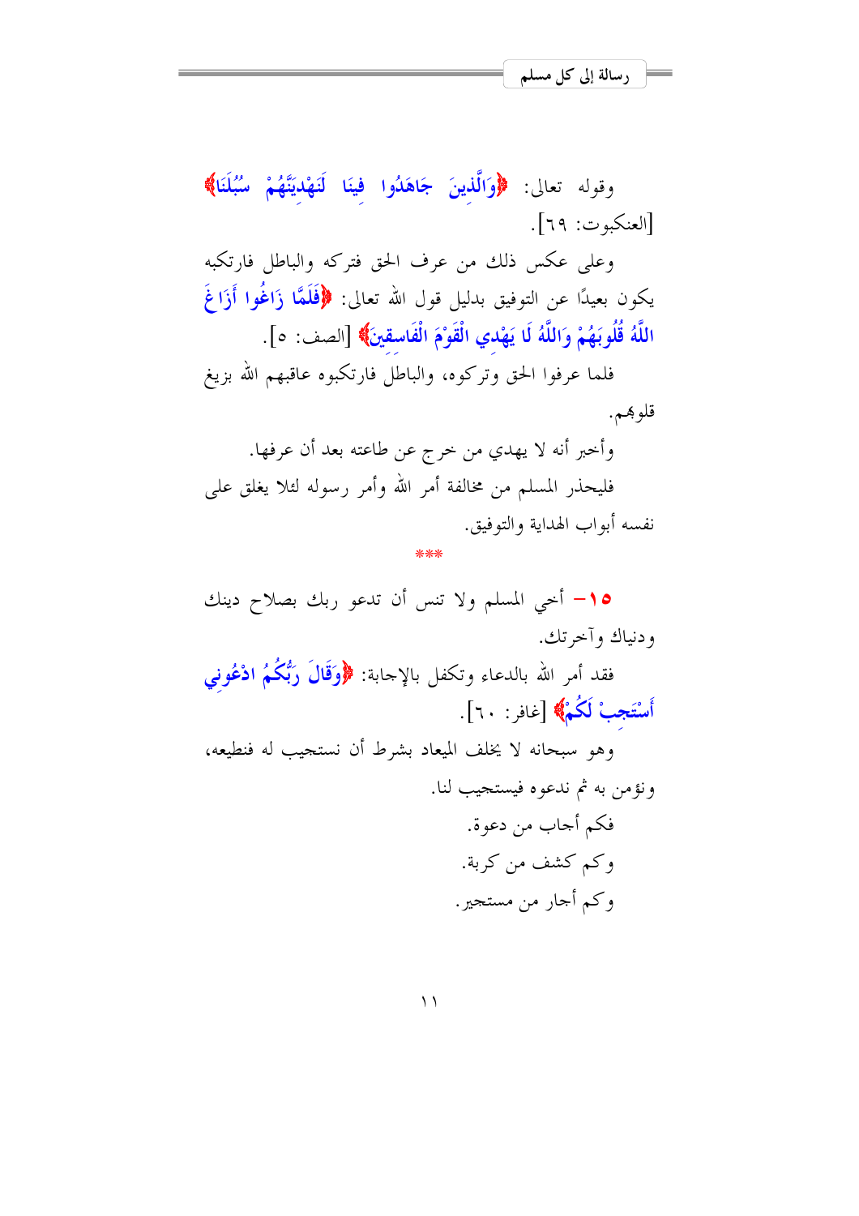وقوله تعالى: ﴿وَالَّذِينَ جَاهَدُوا فِينَا لَنَهْدِيَنَّهُمْ سُبُلَنَا﴾ [العنكبوت: ٦٩].

وعلى عكس ذلك من عرف الحق فتركه والباطل فارتكبه يكون بعيدًا عن التوفيق بدليل قول الله تعالى: ﴿فَلَمَّا زَاغُوا أَزَاغَ اللَّهُ قُلُوبَهُمْ وَاللَّهُ لَا يَهْدِي الْقَوْمَ الْفَاسِقِينَ﴾ [الصف: ٥].

فلما عرفوا الحق وتركوه، والباطل فارتكبوه عاقبهم الله بزيغ قلوبهم.

وأخبر أنه لا يهدي من خرج عن طاعته بعد أن عرفها.

فليحذر المسلم من مخالفة أمر الله وأمر رسوله لئلا يغلق على نفسه أبواب الهداية والتوفيق.

***

**١٥-** أخي المسلم ولا تنس أن تدعو ربك بصلاح دينك ودنياك وآخرتك.

فقد أمر الله بالدعاء وتكفل بالإجابة: ﴿وَقَالَ رَبُّكُمُ ادْعُونِي أَسْتَجِبْ لَكُمْ﴾ [غافر: ٦٠].

وهو سبحانه لا يخلف الميعاد بشرط أن نستجيب له فنطيعه، ونؤمن به ثم ندعوه فيستجيب لنا.

فكم أجاب من دعوة.

وكم كشف من كربة.

وكم أجار من مستجير.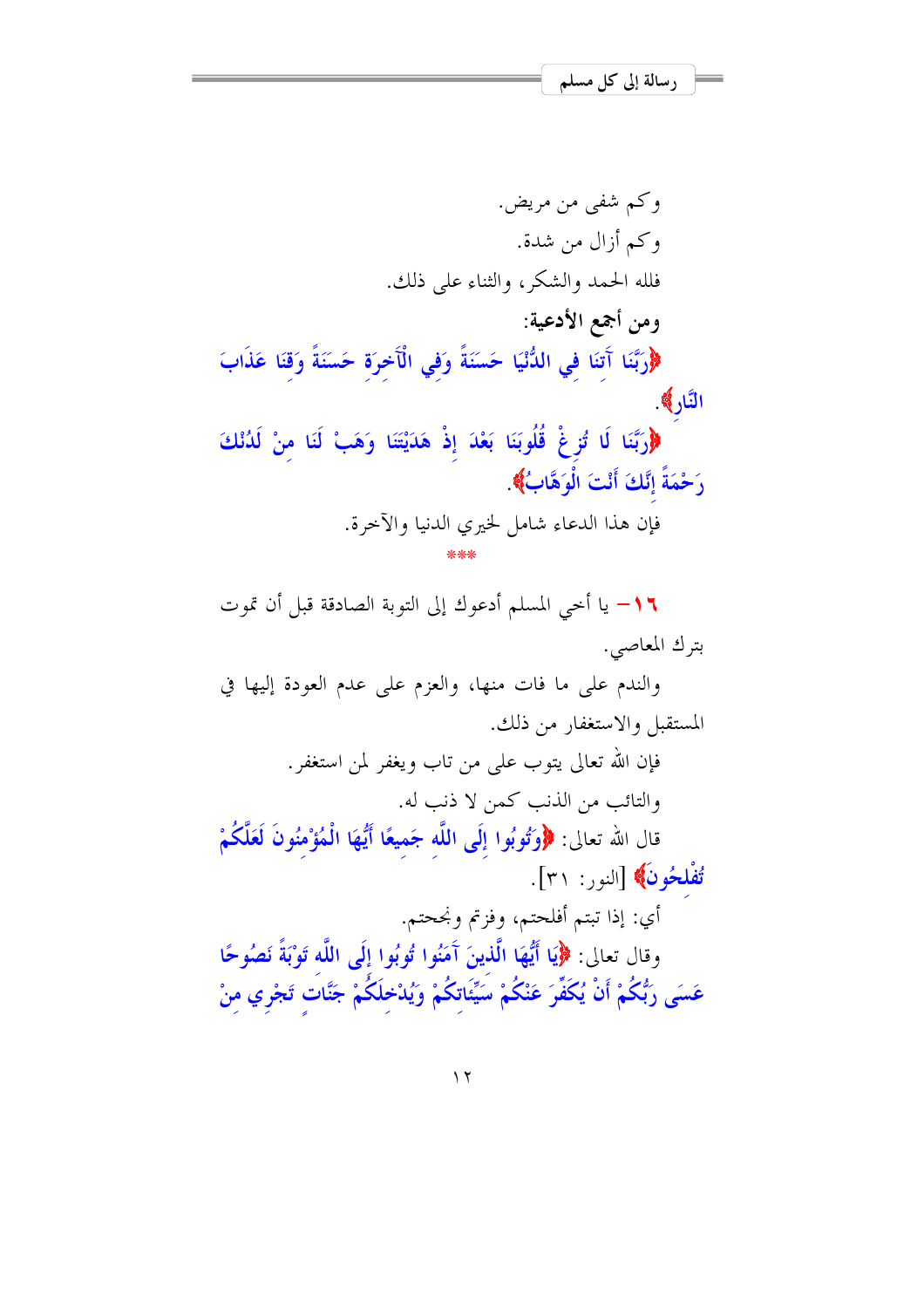وكم شفى من مريض.

وكم أزال من شدة.

فلله الحمد والشكر، والثناء على ذلك.

**ومن أجمع الأدعية:**

﴿رَبَّنَا آتِنَا فِي الدُّنْيَا حَسَنَةً وَفِي الْآخِرَةِ حَسَنَةً وَقِنَا عَذَابَ النَّارِ﴾.

﴿رَبَّنَا لَا تُزِغْ قُلُوبَنَا بَعْدَ إِذْ هَدَيْتَنَا وَهَبْ لَنَا مِنْ لَدُنْكَ رَحْمَةً إِنَّكَ أَنْتَ الْوَهَّابُ﴾.

فإن هذا الدعاء شامل لخيري الدنيا والآخرة.

***

١٦- يا أخي المسلم أدعوك إلى التوبة الصادقة قبل أن تموت بترك المعاصي.

والندم على ما فات منها، والعزم على عدم العودة إليها في المستقبل والاستغفار من ذلك.

فإن الله تعالى يتوب على من تاب ويغفر لمن استغفر.

والتائب من الذنب كمن لا ذنب له.

قال الله تعالى: ﴿وَتُوبُوا إِلَى اللَّهِ جَمِيعًا أَيُّهَا الْمُؤْمِنُونَ لَعَلَّكُمْ تُفْلِحُونَ﴾ [النور: ٣١].

أي: إذا تبتم أفلحتم، وفزتم ونجحتم.

وقال تعالى: ﴿يَا أَيُّهَا الَّذِينَ آمَنُوا تُوبُوا إِلَى اللَّهِ تَوْبَةً نَصُوحًا عَسَى رَبُّكُمْ أَنْ يُكَفِّرَ عَنْكُمْ سَيِّئَاتِكُمْ وَيُدْخِلَكُمْ جَنَّاتٍ تَجْرِي مِنْ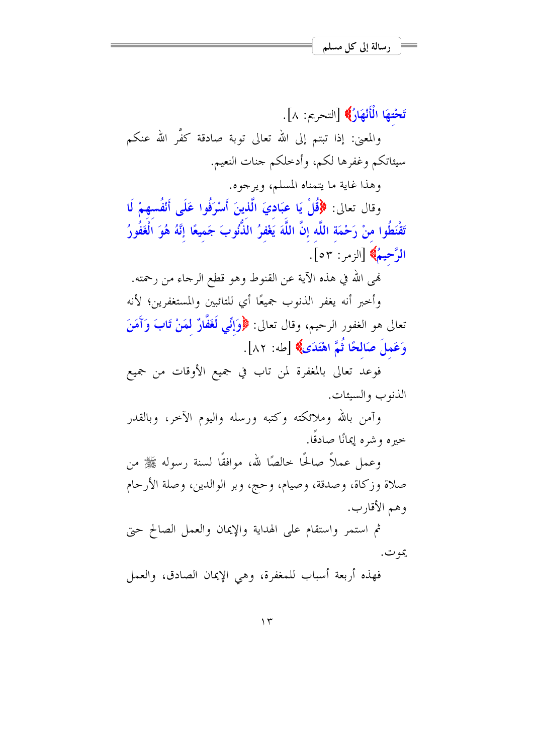﴿تَحْتِهَا الْأَنْهَارُ﴾ [التحريم: ٨].

والمعنى: إذا تبتم إلى الله تعالى توبة صادقة كفَّر الله عنكم سيئاتكم وغفرها لكم، وأدخلكم جنات النعيم.

وهذا غاية ما يتمناه المسلم، ويرجوه.

وقال تعالى: ﴿قُلْ يَا عِبَادِيَ الَّذِينَ أَسْرَفُوا عَلَى أَنْفُسِهِمْ لَا تَقْنَطُوا مِنْ رَحْمَةِ اللَّهِ إِنَّ اللَّهَ يَغْفِرُ الذُّنُوبَ جَمِيعًا إِنَّهُ هُوَ الْغَفُورُ الرَّحِيمُ﴾ [الزمر: ٥٣].

نهى الله في هذه الآية عن القنوط وهو قطع الرجاء من رحمته.

وأخبر أنه يغفر الذنوب جميعًا أي للتائبين والمستغفرين؛ لأنه تعالى هو الغفور الرحيم، وقال تعالى: ﴿وَإِنِّي لَغَفَّارٌ لِمَنْ تَابَ وَآمَنَ وَعَمِلَ صَالِحًا ثُمَّ اهْتَدَى﴾ [طه: ٨٢].

فوعد تعالى بالمغفرة لمن تاب في جميع الأوقات من جميع الذنوب والسيئات.

وآمن بالله وملائكته وكتبه ورسله واليوم الآخر، وبالقدر خيره وشره إيمانًا صادقًا.

وعمل عملاً صالحًا خالصًا لله، موافقًا لسنة رسوله ﷺ من صلاة وزكاة، وصدقة، وصيام، وحج، وبر الوالدين، وصلة الأرحام وهم الأقارب.

ثم استمر واستقام على الهداية والإيمان والعمل الصالح حتى يموت.

فهذه أربعة أسباب للمغفرة، وهي الإيمان الصادق، والعمل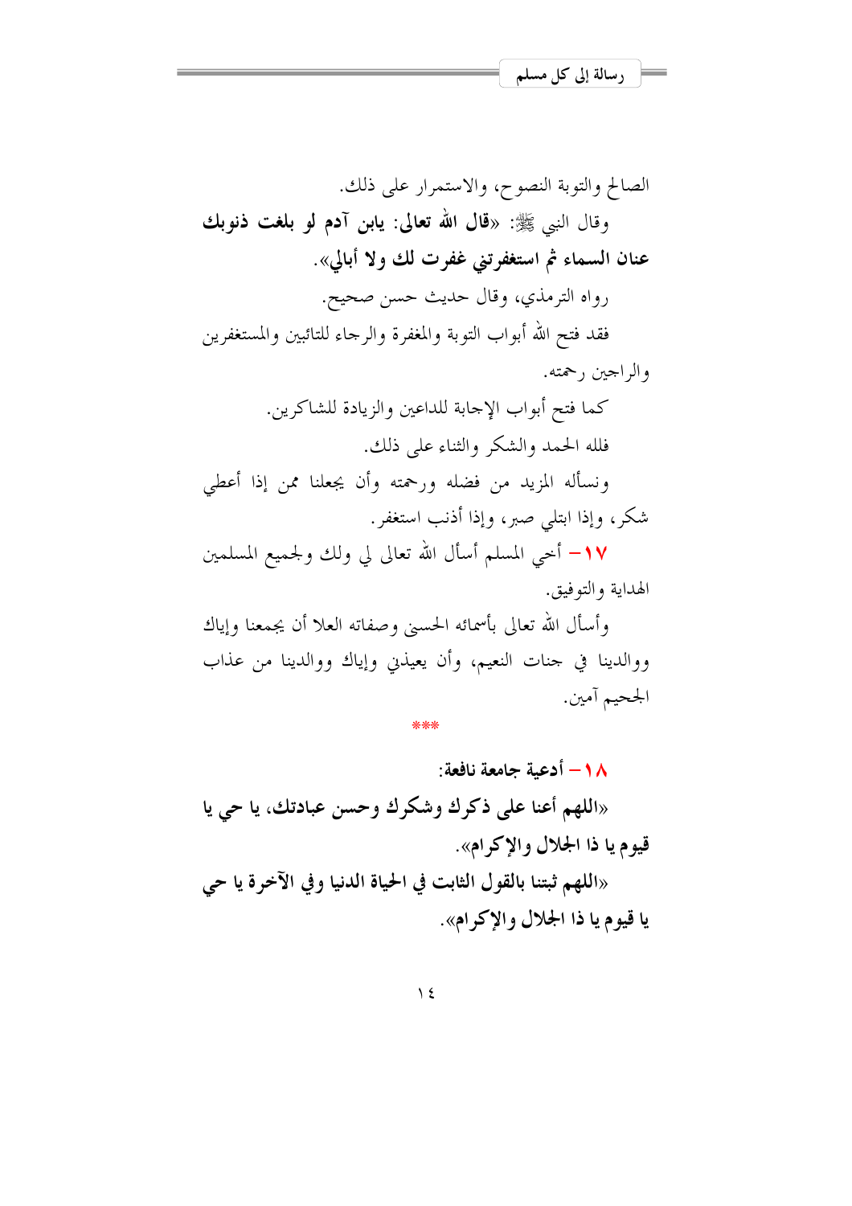الصالح والتوبة النصوح، والاستمرار على ذلك.

وقال النبي ﷺ: «**قال الله تعالى: يابن آدم لو بلغت ذنوبك عنان السماء ثم استغفرتني غفرت لك ولا أبالي**».

رواه الترمذي، وقال حديث حسن صحيح.

فقد فتح الله أبواب التوبة والمغفرة والرجاء للتائبين والمستغفرين والراجين رحمته.

كما فتح أبواب الإجابة للداعين والزيادة للشاكرين.

فلله الحمد والشكر والثناء على ذلك.

ونسأله المزيد من فضله ورحمته وأن يجعلنا ممن إذا أعطي شكر، وإذا ابتلي صبر، وإذا أذنب استغفر.

١٧- أخي المسلم أسأل الله تعالى لي ولك ولجميع المسلمين الهداية والتوفيق.

وأسأل الله تعالى بأسمائه الحسنى وصفاته العلا أن يجمعنا وإياك ووالدينا في جنات النعيم، وأن يعيذني وإياك ووالدينا من عذاب الجحيم آمين.

***

**١٨- أدعية جامعة نافعة:**

**«اللهم أعنا على ذكرك وشكرك وحسن عبادتك، يا حي يا قيوم يا ذا الجلال والإكرام».**

**«اللهم ثبتنا بالقول الثابت في الحياة الدنيا وفي الآخرة يا حي يا قيوم يا ذا الجلال والإكرام».**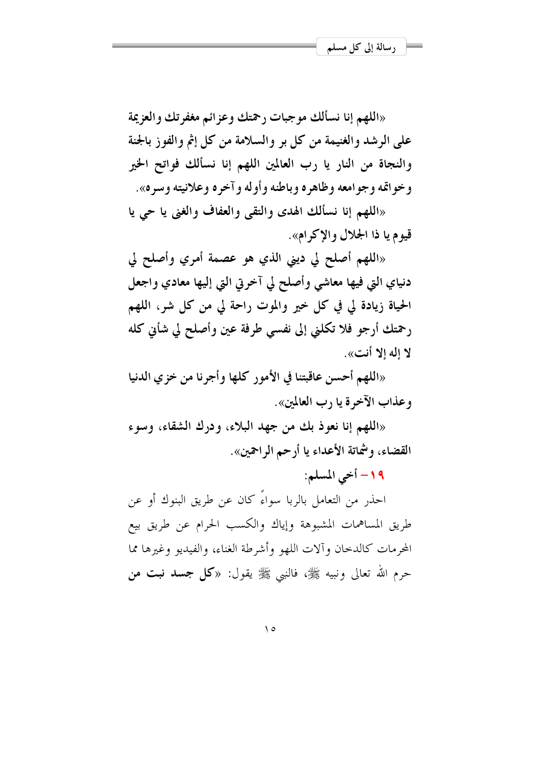**«اللهم إنا نسألك موجبات رحمتك وعزائم مغفرتك والعزيمة على الرشد والغنيمة من كل بر والسلامة من كل إثم والفوز بالجنة والنجاة من النار يا رب العالمين اللهم إنا نسألك فواتح الخير وخواتمه وجوامعه وظاهره وباطنه وأوله وآخره وعلانيته وسره».**

**«اللهم إنا نسألك الهدى والتقى والعفاف والغنى يا حي يا قيوم يا ذا الجلال والإكرام».**

**«اللهم أصلح لي ديني الذي هو عصمة أمري وأصلح لي دنياي التي فيها معاشي وأصلح لي آخرتي التي إليها معادي واجعل الحياة زيادة لي في كل خير والموت راحة لي من كل شر، اللهم رحمتك أرجو فلا تكلني إلى نفسي طرفة عين وأصلح لي شأني كله لا إله إلا أنت».**

**«اللهم أحسن عاقبتنا في الأمور كلها وأجرنا من خزي الدنيا وعذاب الآخرة يا رب العالمين».**

**«اللهم إنا نعوذ بك من جهد البلاء، ودرك الشقاء، وسوء القضاء، وشماتة الأعداء يا أرحم الراحمين».**

**١٩- أخي المسلم:**

احذر من التعامل بالربا سواءً كان عن طريق البنوك أو عن طريق المساهمات المشبوهة وإياك والكسب الحرام عن طريق بيع المحرمات كالدخان وآلات اللهو وأشرطة الغناء، والفيديو وغيرها مما حرم الله تعالى ونبيه ﷺ، فالنبي ﷺ يقول: «**كل جسد نبت من**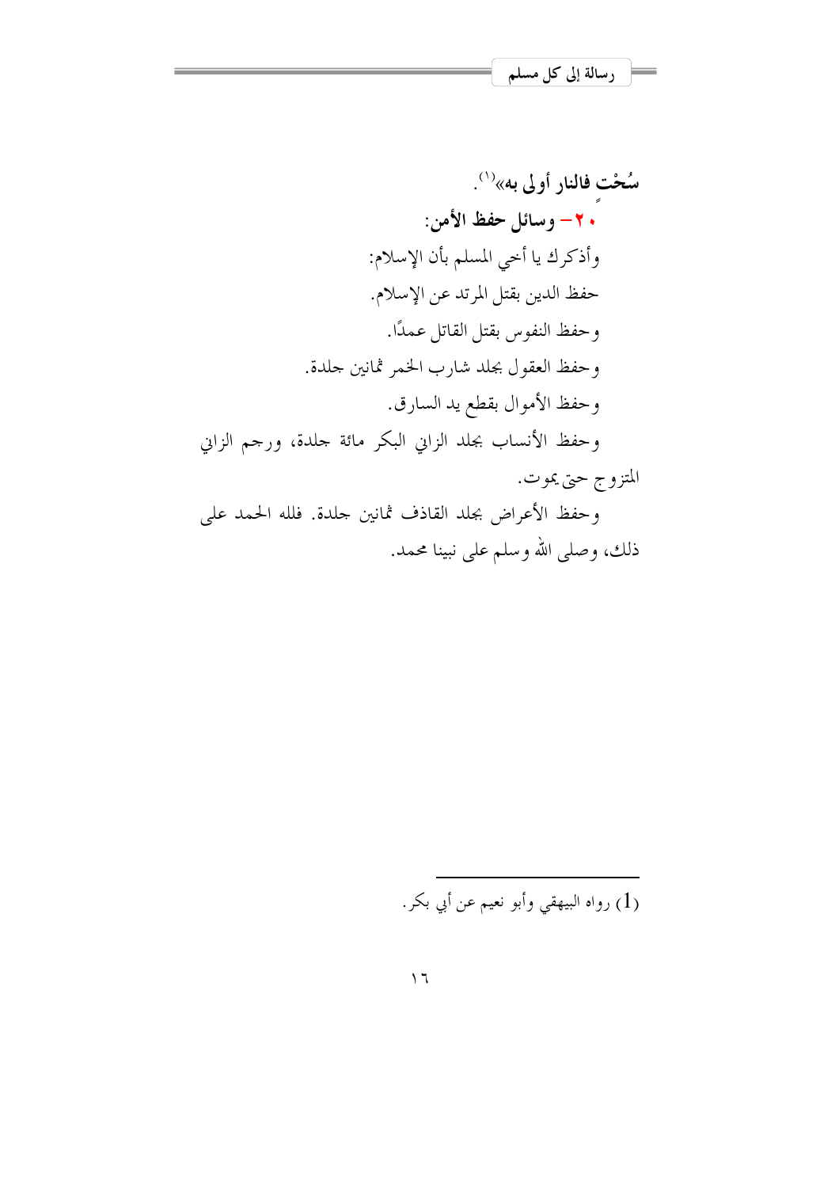**سُحْتٍ فالنار أولى به»**[1].

**٢٠- وسائل حفظ الأمن:**

وأذكرك يا أخي المسلم بأن الإسلام:

حفظ الدين بقتل المرتد عن الإسلام.

وحفظ النفوس بقتل القاتل عمدًا.

وحفظ العقول بجلد شارب الخمر ثمانين جلدة.

وحفظ الأموال بقطع يد السارق.

وحفظ الأنساب بجلد الزاني البكر مائة جلدة، ورجم الزاني المتزوج حتى يموت.

وحفظ الأعراض بجلد القاذف ثمانين جلدة. فلله الحمد على ذلك، وصلى الله وسلم على نبينا محمد.

---

(1) رواه البيهقي وأبو نعيم عن أبي بكر.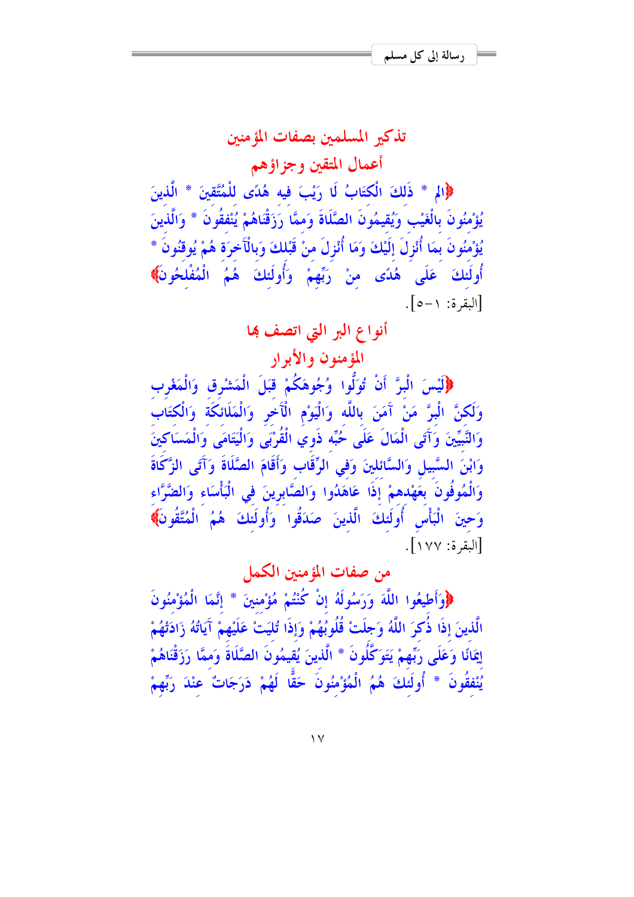## تذكير المسلمين بصفات المؤمنين

### أعمال المتقين وجزاؤهم

﴿الم * ذَلِكَ الْكِتَابُ لَا رَيْبَ فِيهِ هُدًى لِلْمُتَّقِينَ * الَّذِينَ يُؤْمِنُونَ بِالْغَيْبِ وَيُقِيمُونَ الصَّلَاةَ وَمِمَّا رَزَقْنَاهُمْ يُنْفِقُونَ * وَالَّذِينَ يُؤْمِنُونَ بِمَا أُنْزِلَ إِلَيْكَ وَمَا أُنْزِلَ مِنْ قَبْلِكَ وَبِالْآخِرَةِ هُمْ يُوقِنُونَ * أُولَئِكَ عَلَى هُدًى مِنْ رَبِّهِمْ وَأُولَئِكَ هُمُ الْمُفْلِحُونَ﴾ [البقرة: ١-٥].

### أنواع البر التي اتصف بها المؤمنون والأبرار

﴿لَيْسَ الْبِرَّ أَنْ تُوَلُّوا وُجُوهَكُمْ قِبَلَ الْمَشْرِقِ وَالْمَغْرِبِ وَلَكِنَّ الْبِرَّ مَنْ آمَنَ بِاللَّهِ وَالْيَوْمِ الْآخِرِ وَالْمَلَائِكَةِ وَالْكِتَابِ وَالنَّبِيِّينَ وَآتَى الْمَالَ عَلَى حُبِّهِ ذَوِي الْقُرْبَى وَالْيَتَامَى وَالْمَسَاكِينَ وَابْنَ السَّبِيلِ وَالسَّائِلِينَ وَفِي الرِّقَابِ وَأَقَامَ الصَّلَاةَ وَآتَى الزَّكَاةَ وَالْمُوفُونَ بِعَهْدِهِمْ إِذَا عَاهَدُوا وَالصَّابِرِينَ فِي الْبَأْسَاءِ وَالضَّرَّاءِ وَحِينَ الْبَأْسِ أُولَئِكَ الَّذِينَ صَدَقُوا وَأُولَئِكَ هُمُ الْمُتَّقُونَ﴾ [البقرة: ١٧٧].

### من صفات المؤمنين الكمل

﴿وَأَطِيعُوا اللَّهَ وَرَسُولَهُ إِنْ كُنْتُمْ مُؤْمِنِينَ * إِنَّمَا الْمُؤْمِنُونَ الَّذِينَ إِذَا ذُكِرَ اللَّهُ وَجِلَتْ قُلُوبُهُمْ وَإِذَا تُلِيَتْ عَلَيْهِمْ آيَاتُهُ زَادَتْهُمْ إِيمَانًا وَعَلَى رَبِّهِمْ يَتَوَكَّلُونَ * الَّذِينَ يُقِيمُونَ الصَّلَاةَ وَمِمَّا رَزَقْنَاهُمْ يُنْفِقُونَ * أُولَئِكَ هُمُ الْمُؤْمِنُونَ حَقًّا لَهُمْ دَرَجَاتٌ عِنْدَ رَبِّهِمْ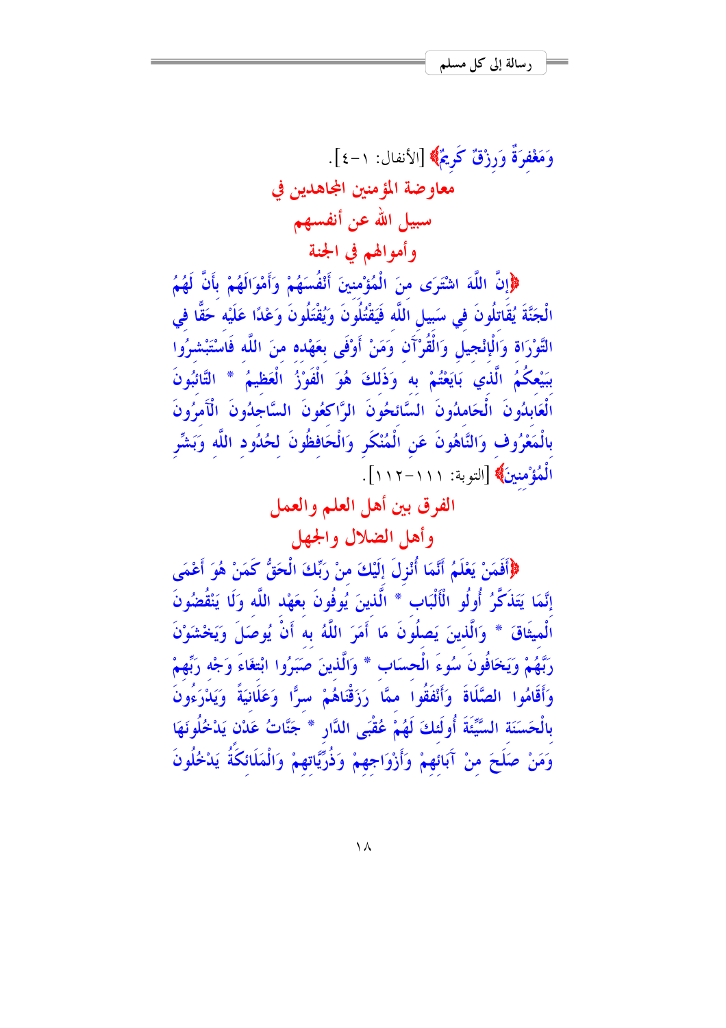وَمَغْفِرَةٌ وَرِزْقٌ كَرِيمٌ﴾ [الأنفال: ١-٤].

## معاوضة المؤمنين المجاهدين في سبيل الله عن أنفسهم وأموالهم في الجنة

﴿إِنَّ اللَّهَ اشْتَرَى مِنَ الْمُؤْمِنِينَ أَنْفُسَهُمْ وَأَمْوَالَهُمْ بِأَنَّ لَهُمُ الْجَنَّةَ يُقَاتِلُونَ فِي سَبِيلِ اللَّهِ فَيَقْتُلُونَ وَيُقْتَلُونَ وَعْدًا عَلَيْهِ حَقًّا فِي التَّوْرَاةِ وَالْإِنْجِيلِ وَالْقُرْآنِ وَمَنْ أَوْفَى بِعَهْدِهِ مِنَ اللَّهِ فَاسْتَبْشِرُوا بِبَيْعِكُمُ الَّذِي بَايَعْتُمْ بِهِ وَذَلِكَ هُوَ الْفَوْزُ الْعَظِيمُ * التَّائِبُونَ الْعَابِدُونَ الْحَامِدُونَ السَّائِحُونَ الرَّاكِعُونَ السَّاجِدُونَ الْآمِرُونَ بِالْمَعْرُوفِ وَالنَّاهُونَ عَنِ الْمُنْكَرِ وَالْحَافِظُونَ لِحُدُودِ اللَّهِ وَبَشِّرِ الْمُؤْمِنِينَ﴾ [التوبة: ١١١-١١٢].

## الفرق بين أهل العلم والعمل وأهل الضلال والجهل

﴿أَفَمَنْ يَعْلَمُ أَنَّمَا أُنْزِلَ إِلَيْكَ مِنْ رَبِّكَ الْحَقُّ كَمَنْ هُوَ أَعْمَى إِنَّمَا يَتَذَكَّرُ أُولُو الْأَلْبَابِ * الَّذِينَ يُوفُونَ بِعَهْدِ اللَّهِ وَلَا يَنْقُضُونَ الْمِيثَاقَ * وَالَّذِينَ يَصِلُونَ مَا أَمَرَ اللَّهُ بِهِ أَنْ يُوصَلَ وَيَخْشَوْنَ رَبَّهُمْ وَيَخَافُونَ سُوءَ الْحِسَابِ * وَالَّذِينَ صَبَرُوا ابْتِغَاءَ وَجْهِ رَبِّهِمْ وَأَقَامُوا الصَّلَاةَ وَأَنْفَقُوا مِمَّا رَزَقْنَاهُمْ سِرًّا وَعَلَانِيَةً وَيَدْرَءُونَ بِالْحَسَنَةِ السَّيِّئَةَ أُولَئِكَ لَهُمْ عُقْبَى الدَّارِ * جَنَّاتُ عَدْنٍ يَدْخُلُونَهَا وَمَنْ صَلَحَ مِنْ آبَائِهِمْ وَأَزْوَاجِهِمْ وَذُرِّيَّاتِهِمْ وَالْمَلَائِكَةُ يَدْخُلُونَ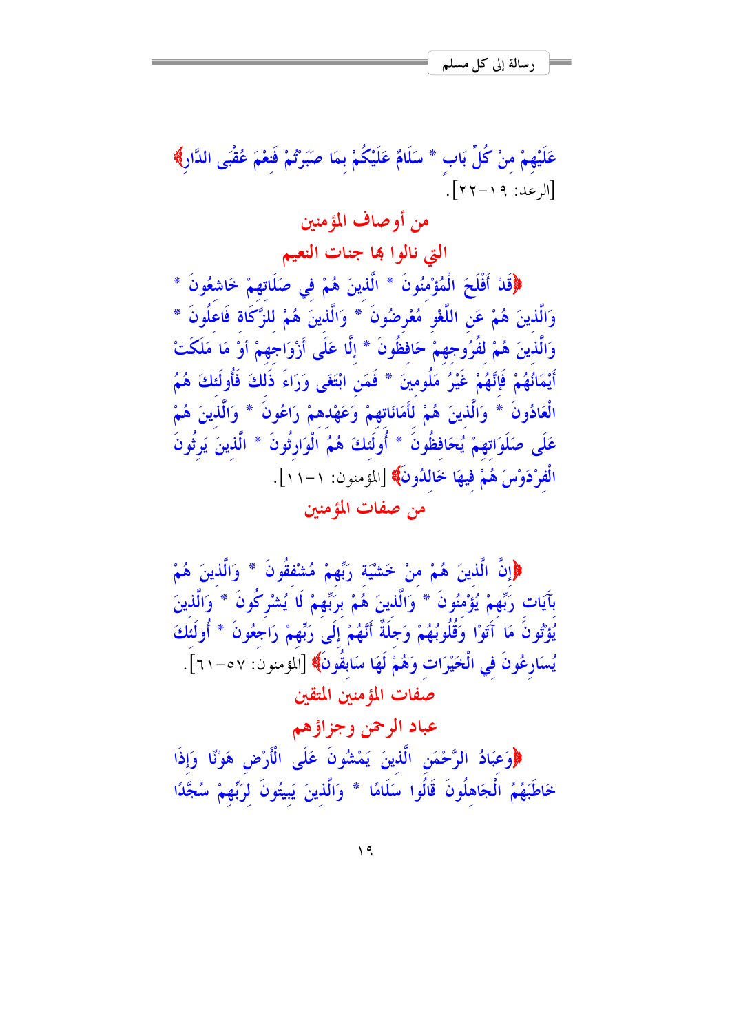عَلَيْهِمْ مِنْ كُلِّ بَابٍ * سَلَامٌ عَلَيْكُمْ بِمَا صَبَرْتُمْ فَنِعْمَ عُقْبَى الدَّارِ﴾ [الرعد: ١٩-٢٢].

## من أوصاف المؤمنين التي نالوا بها جنات النعيم

﴿قَدْ أَفْلَحَ الْمُؤْمِنُونَ * الَّذِينَ هُمْ فِي صَلَاتِهِمْ خَاشِعُونَ * وَالَّذِينَ هُمْ عَنِ اللَّغْوِ مُعْرِضُونَ * وَالَّذِينَ هُمْ لِلزَّكَاةِ فَاعِلُونَ * وَالَّذِينَ هُمْ لِفُرُوجِهِمْ حَافِظُونَ * إِلَّا عَلَى أَزْوَاجِهِمْ أَوْ مَا مَلَكَتْ أَيْمَانُهُمْ فَإِنَّهُمْ غَيْرُ مَلُومِينَ * فَمَنِ ابْتَغَى وَرَاءَ ذَلِكَ فَأُولَئِكَ هُمُ الْعَادُونَ * وَالَّذِينَ هُمْ لِأَمَانَاتِهِمْ وَعَهْدِهِمْ رَاعُونَ * وَالَّذِينَ هُمْ عَلَى صَلَوَاتِهِمْ يُحَافِظُونَ * أُولَئِكَ هُمُ الْوَارِثُونَ * الَّذِينَ يَرِثُونَ الْفِرْدَوْسَ هُمْ فِيهَا خَالِدُونَ﴾ [المؤمنون: ١-١١].

## من صفات المؤمنين

﴿إِنَّ الَّذِينَ هُمْ مِنْ خَشْيَةِ رَبِّهِمْ مُشْفِقُونَ * وَالَّذِينَ هُمْ بِآيَاتِ رَبِّهِمْ يُؤْمِنُونَ * وَالَّذِينَ هُمْ بِرَبِّهِمْ لَا يُشْرِكُونَ * وَالَّذِينَ يُؤْتُونَ مَا آتَوْا وَقُلُوبُهُمْ وَجِلَةٌ أَنَّهُمْ إِلَى رَبِّهِمْ رَاجِعُونَ * أُولَئِكَ يُسَارِعُونَ فِي الْخَيْرَاتِ وَهُمْ لَهَا سَابِقُونَ﴾ [المؤمنون: ٥٧-٦١].

## صفات المؤمنين المتقين

## عباد الرحمن وجزاؤهم

﴿وَعِبَادُ الرَّحْمَنِ الَّذِينَ يَمْشُونَ عَلَى الْأَرْضِ هَوْنًا وَإِذَا خَاطَبَهُمُ الْجَاهِلُونَ قَالُوا سَلَامًا * وَالَّذِينَ يَبِيتُونَ لِرَبِّهِمْ سُجَّدًا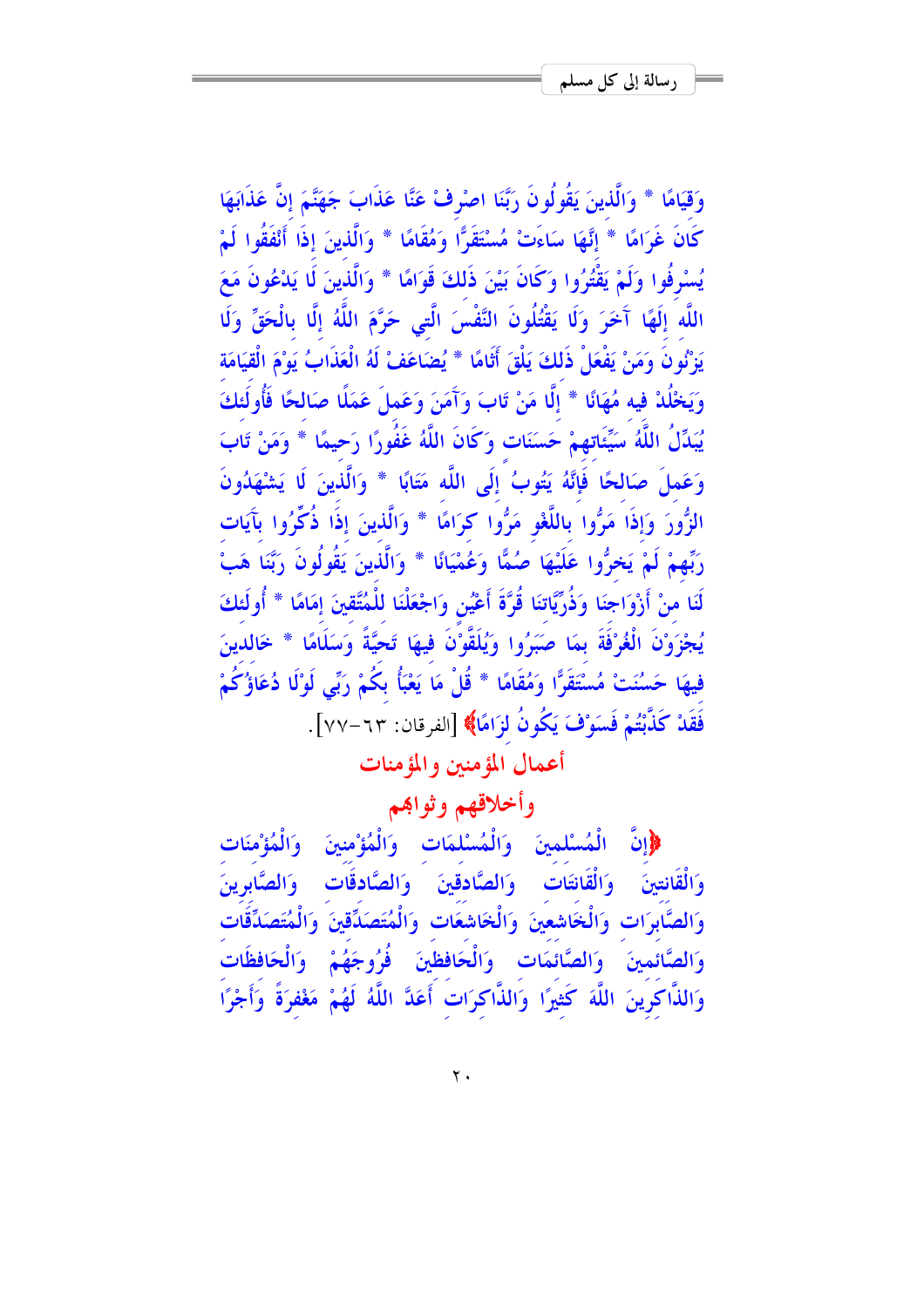وَقِيَامًا * وَالَّذِينَ يَقُولُونَ رَبَّنَا اصْرِفْ عَنَّا عَذَابَ جَهَنَّمَ إِنَّ عَذَابَهَا كَانَ غَرَامًا * إِنَّهَا سَاءَتْ مُسْتَقَرًّا وَمُقَامًا * وَالَّذِينَ إِذَا أَنْفَقُوا لَمْ يُسْرِفُوا وَلَمْ يَقْتُرُوا وَكَانَ بَيْنَ ذَلِكَ قَوَامًا * وَالَّذِينَ لَا يَدْعُونَ مَعَ اللَّهِ إِلَهًا آخَرَ وَلَا يَقْتُلُونَ النَّفْسَ الَّتِي حَرَّمَ اللَّهُ إِلَّا بِالْحَقِّ وَلَا يَزْنُونَ وَمَنْ يَفْعَلْ ذَلِكَ يَلْقَ أَثَامًا * يُضَاعَفْ لَهُ الْعَذَابُ يَوْمَ الْقِيَامَةِ وَيَخْلُدْ فِيهِ مُهَانًا * إِلَّا مَنْ تَابَ وَآمَنَ وَعَمِلَ عَمَلًا صَالِحًا فَأُولَئِكَ يُبَدِّلُ اللَّهُ سَيِّئَاتِهِمْ حَسَنَاتٍ وَكَانَ اللَّهُ غَفُورًا رَحِيمًا * وَمَنْ تَابَ وَعَمِلَ صَالِحًا فَإِنَّهُ يَتُوبُ إِلَى اللَّهِ مَتَابًا * وَالَّذِينَ لَا يَشْهَدُونَ الزُّورَ وَإِذَا مَرُّوا بِاللَّغْوِ مَرُّوا كِرَامًا * وَالَّذِينَ إِذَا ذُكِّرُوا بِآيَاتِ رَبِّهِمْ لَمْ يَخِرُّوا عَلَيْهَا صُمًّا وَعُمْيَانًا * وَالَّذِينَ يَقُولُونَ رَبَّنَا هَبْ لَنَا مِنْ أَزْوَاجِنَا وَذُرِّيَّاتِنَا قُرَّةَ أَعْيُنٍ وَاجْعَلْنَا لِلْمُتَّقِينَ إِمَامًا * أُولَئِكَ يُجْزَوْنَ الْغُرْفَةَ بِمَا صَبَرُوا وَيُلَقَّوْنَ فِيهَا تَحِيَّةً وَسَلَامًا * خَالِدِينَ فِيهَا حَسُنَتْ مُسْتَقَرًّا وَمُقَامًا * قُلْ مَا يَعْبَأُ بِكُمْ رَبِّي لَوْلَا دُعَاؤُكُمْ فَقَدْ كَذَّبْتُمْ فَسَوْفَ يَكُونُ لِزَامًا﴾ [الفرقان: ٦٣-٧٧].

## أعمال المؤمنين والمؤمنات

## وأخلاقهم وثوابهم

﴿إِنَّ الْمُسْلِمِينَ وَالْمُسْلِمَاتِ وَالْمُؤْمِنِينَ وَالْمُؤْمِنَاتِ وَالْقَانِتِينَ وَالْقَانِتَاتِ وَالصَّادِقِينَ وَالصَّادِقَاتِ وَالصَّابِرِينَ وَالصَّابِرَاتِ وَالْخَاشِعِينَ وَالْخَاشِعَاتِ وَالْمُتَصَدِّقِينَ وَالْمُتَصَدِّقَاتِ وَالصَّائِمِينَ وَالصَّائِمَاتِ وَالْحَافِظِينَ فُرُوجَهُمْ وَالْحَافِظَاتِ وَالذَّاكِرِينَ اللَّهَ كَثِيرًا وَالذَّاكِرَاتِ أَعَدَّ اللَّهُ لَهُمْ مَغْفِرَةً وَأَجْرًا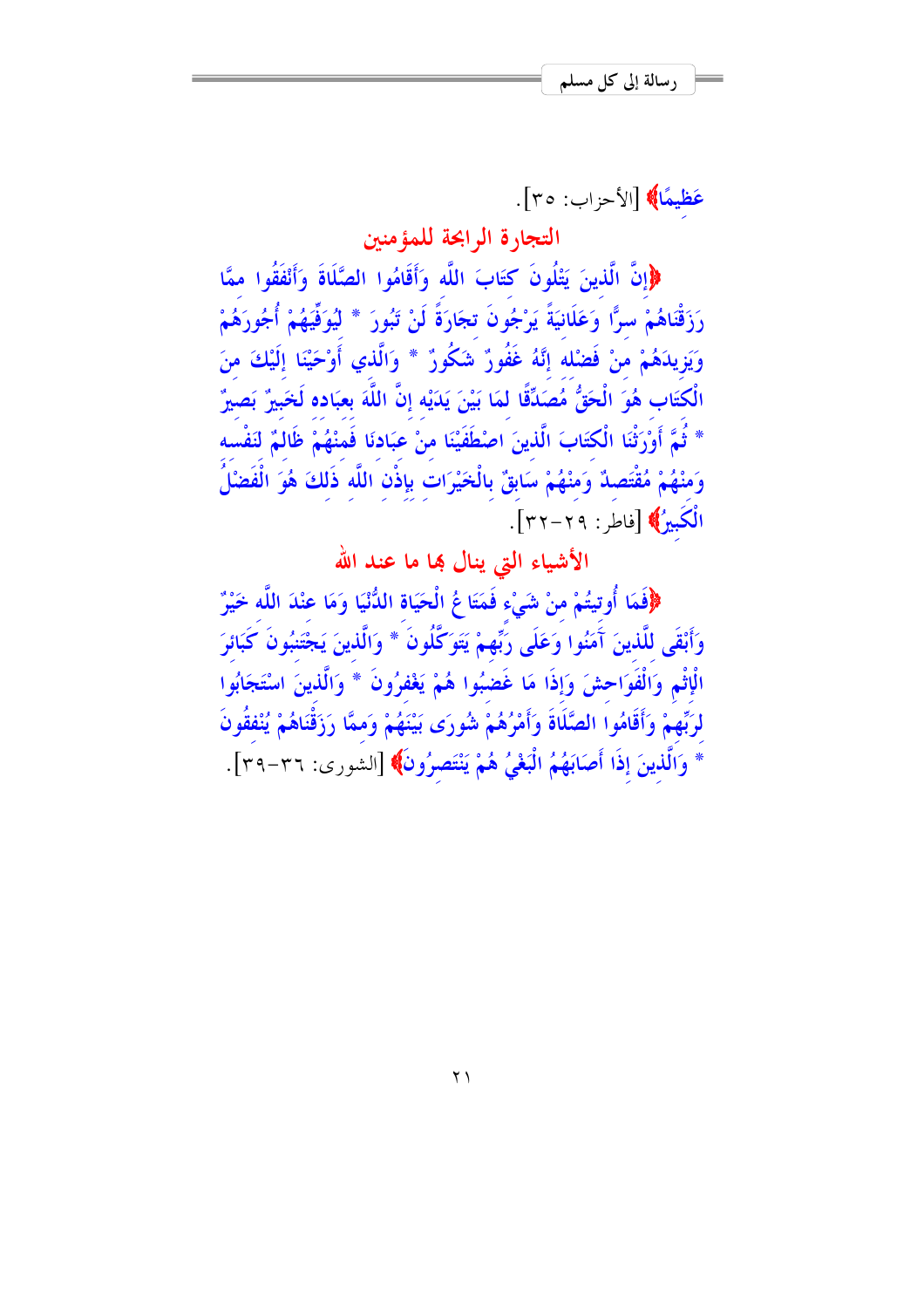عَظِيمًا﴾ [الأحزاب: ٣٥].

## التجارة الرابحة للمؤمنين

﴿إِنَّ الَّذِينَ يَتْلُونَ كِتَابَ اللَّهِ وَأَقَامُوا الصَّلَاةَ وَأَنْفَقُوا مِمَّا رَزَقْنَاهُمْ سِرًّا وَعَلَانِيَةً يَرْجُونَ تِجَارَةً لَنْ تَبُورَ * لِيُوَفِّيَهُمْ أُجُورَهُمْ وَيَزِيدَهُمْ مِنْ فَضْلِهِ إِنَّهُ غَفُورٌ شَكُورٌ * وَالَّذِي أَوْحَيْنَا إِلَيْكَ مِنَ الْكِتَابِ هُوَ الْحَقُّ مُصَدِّقًا لِمَا بَيْنَ يَدَيْهِ إِنَّ اللَّهَ بِعِبَادِهِ لَخَبِيرٌ بَصِيرٌ * ثُمَّ أَوْرَثْنَا الْكِتَابَ الَّذِينَ اصْطَفَيْنَا مِنْ عِبَادِنَا فَمِنْهُمْ ظَالِمٌ لِنَفْسِهِ وَمِنْهُمْ مُقْتَصِدٌ وَمِنْهُمْ سَابِقٌ بِالْخَيْرَاتِ بِإِذْنِ اللَّهِ ذَلِكَ هُوَ الْفَضْلُ الْكَبِيرُ﴾ [فاطر: ٢٩-٣٢].

## الأشياء التي ينال بها ما عند الله

﴿فَمَا أُوتِيتُمْ مِنْ شَيْءٍ فَمَتَاعُ الْحَيَاةِ الدُّنْيَا وَمَا عِنْدَ اللَّهِ خَيْرٌ وَأَبْقَى لِلَّذِينَ آمَنُوا وَعَلَى رَبِّهِمْ يَتَوَكَّلُونَ * وَالَّذِينَ يَجْتَنِبُونَ كَبَائِرَ الْإِثْمِ وَالْفَوَاحِشَ وَإِذَا مَا غَضِبُوا هُمْ يَغْفِرُونَ * وَالَّذِينَ اسْتَجَابُوا لِرَبِّهِمْ وَأَقَامُوا الصَّلَاةَ وَأَمْرُهُمْ شُورَى بَيْنَهُمْ وَمِمَّا رَزَقْنَاهُمْ يُنْفِقُونَ * وَالَّذِينَ إِذَا أَصَابَهُمُ الْبَغْيُ هُمْ يَنْتَصِرُونَ﴾ [الشورى: ٣٦-٣٩].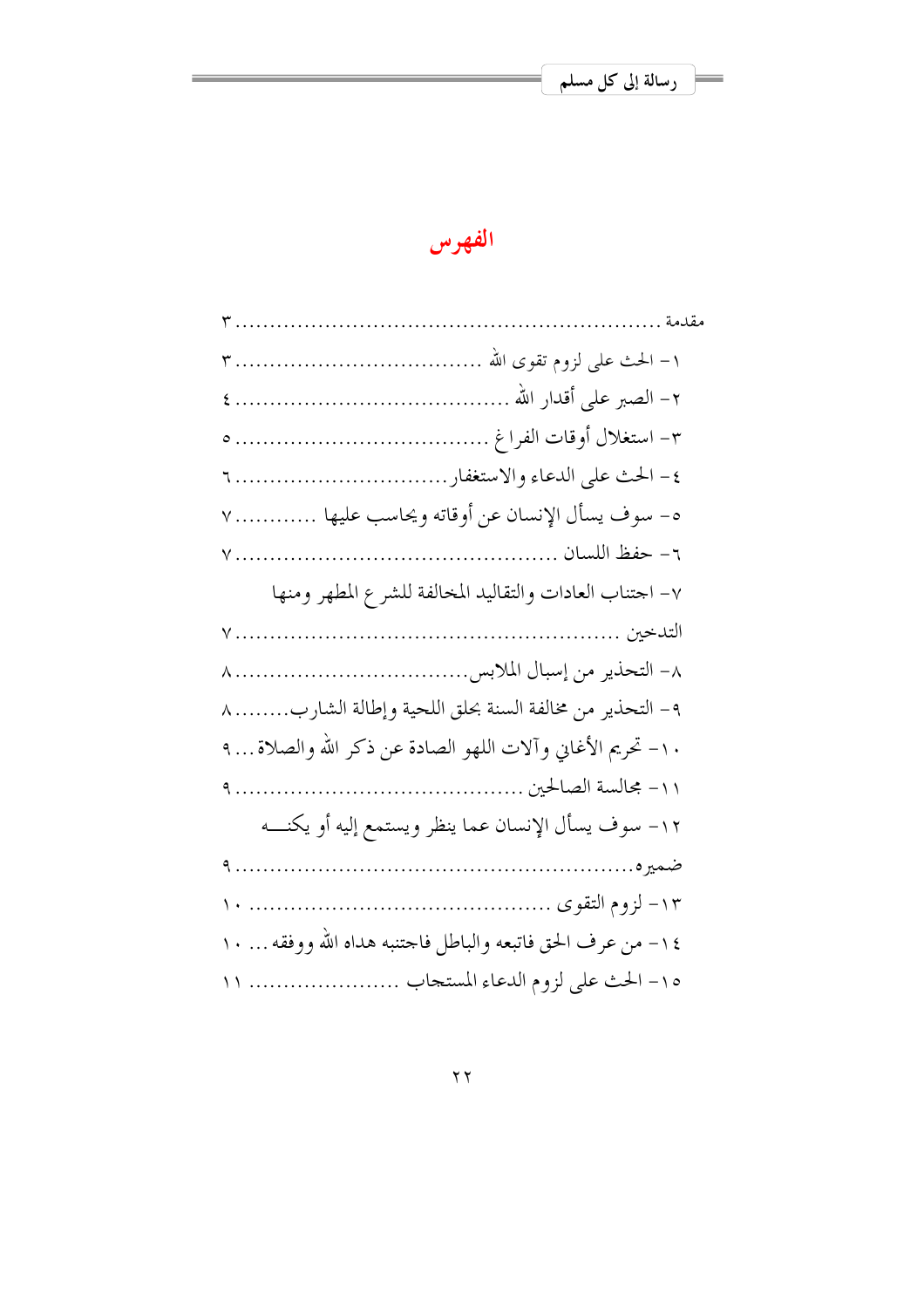# الفهرس

مقدمة ........................................................... ٣

١- الحث على لزوم تقوى الله .................................. ٣

٢- الصبر على أقدار الله ....................................... ٤

٣- استغلال أوقات الفراغ ...................................... ٥

٤- الحث على الدعاء والاستغفار.................................. ٦

٥- سوف يسأل الإنسان عن أوقاته ويحاسب عليها ............ ٧

٦- حفظ اللسان ................................................ ٧

٧- اجتناب العادات والتقاليد المخالفة للشرع المطهر ومنها التدخين ........................................................ ٧

٨- التحذير من إسبال الملابس.................................... ٨

٩- التحذير من مخالفة السنة بحلق اللحية وإطالة الشارب........ ٨

١٠- تحريم الأغاني وآلات اللهو الصادة عن ذكر الله والصلاة... ٩

١١- مجالسة الصالحين ......................................... ٩

١٢- سوف يسأل الإنسان عما ينظر ويستمع إليه أو يكنه ضميره........................................................... ٩

١٣- لزوم التقوى ............................................ ١٠

١٤- من عرف الحق فاتبعه والباطل فاجتنبه هداه الله ووفقه ... ١٠

١٥- الحث على لزوم الدعاء المستجاب ...................... ١١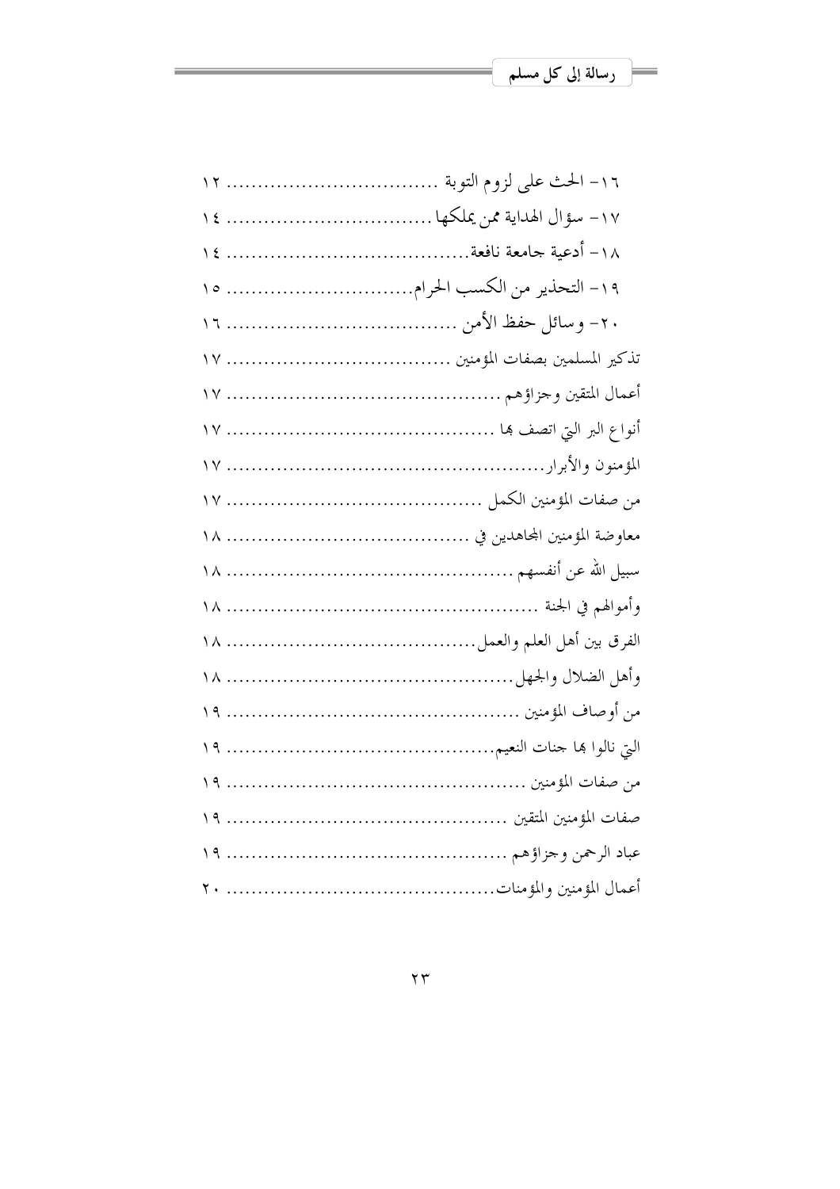١٦- الحث على لزوم التوبة ........................................ ١٢

١٧- سؤال الهداية ممن يملكها ........................................ ١٤

١٨- أدعية جامعة نافعة........................................ ١٤

١٩- التحذير من الكسب الحرام........................................ ١٥

٢٠- وسائل حفظ الأمن ........................................ ١٦

تذكير المسلمين بصفات المؤمنين ........................................ ١٧

أعمال المتقين وجزاؤهم ........................................ ١٧

أنواع البر التي اتصف بها ........................................ ١٧

المؤمنون والأبرار........................................ ١٧

من صفات المؤمنين الكمل ........................................ ١٧

معاوضة المؤمنين المجاهدين في ........................................ ١٨

سبيل الله عن أنفسهم ........................................ ١٨

وأموالهم في الجنة ........................................ ١٨

الفرق بين أهل العلم والعمل........................................ ١٨

وأهل الضلال والجهل........................................ ١٨

من أوصاف المؤمنين ........................................ ١٩

التي نالوا بها جنات النعيم........................................ ١٩

من صفات المؤمنين ........................................ ١٩

صفات المؤمنين المتقين ........................................ ١٩

عباد الرحمن وجزاؤهم ........................................ ١٩

أعمال المؤمنين والمؤمنات........................................ ٢٠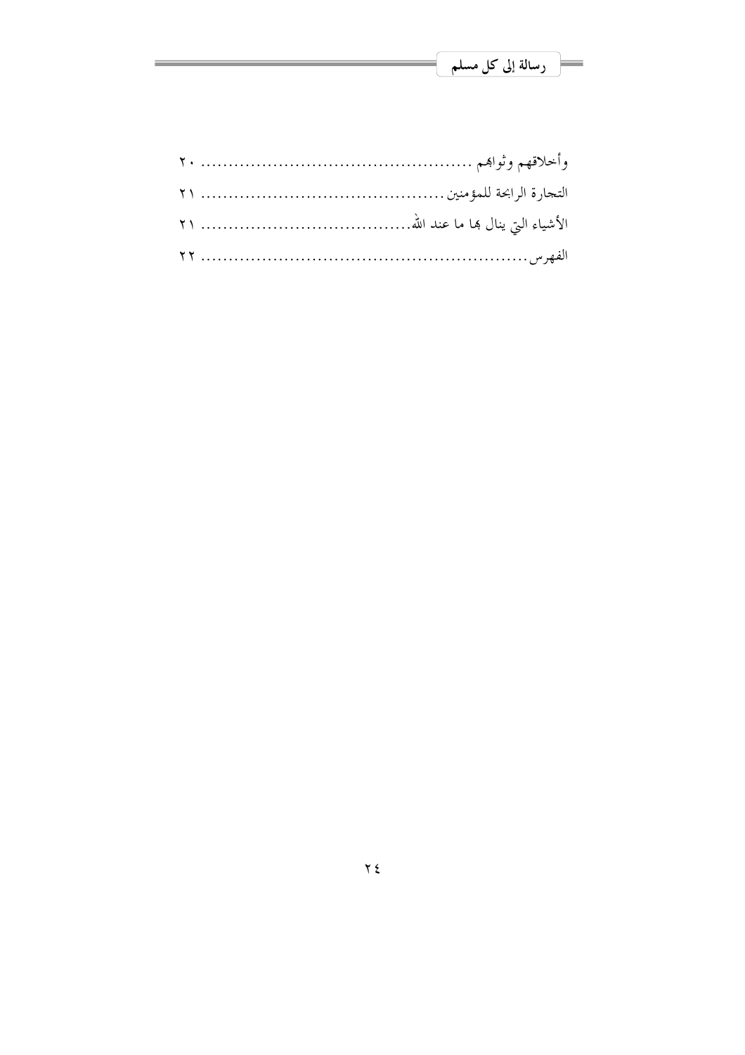وأخلاقهم وثوابهم ................................................ ٢٠

التجارة الرابحة للمؤمنين ........................................... ٢١

الأشياء التي ينال بها ما عند الله...................................... ٢١

الفهرس........................................................... ٢٢